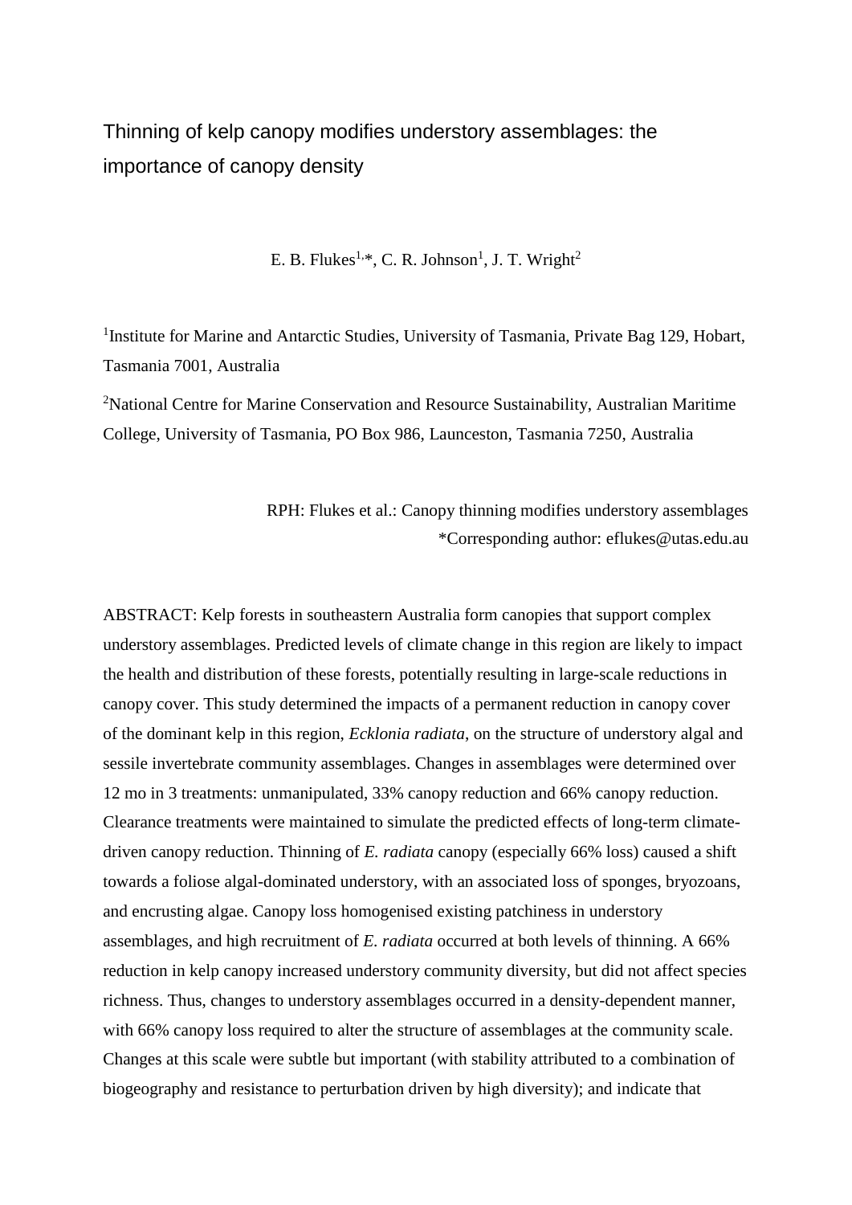# Thinning of kelp canopy modifies understory assemblages: the importance of canopy density

E. B. Flukes[1,*], C. R. Johnson[1], J. T. Wright[2]

[1]Institute for Marine and Antarctic Studies, University of Tasmania, Private Bag 129, Hobart, Tasmania 7001, Australia

[2]National Centre for Marine Conservation and Resource Sustainability, Australian Maritime College, University of Tasmania, PO Box 986, Launceston, Tasmania 7250, Australia

RPH: Flukes et al.: Canopy thinning modifies understory assemblages
*Corresponding author: eflukes@utas.edu.au

ABSTRACT: Kelp forests in southeastern Australia form canopies that support complex understory assemblages. Predicted levels of climate change in this region are likely to impact the health and distribution of these forests, potentially resulting in large-scale reductions in canopy cover. This study determined the impacts of a permanent reduction in canopy cover of the dominant kelp in this region, *Ecklonia radiata*, on the structure of understory algal and sessile invertebrate community assemblages. Changes in assemblages were determined over 12 mo in 3 treatments: unmanipulated, 33% canopy reduction and 66% canopy reduction. Clearance treatments were maintained to simulate the predicted effects of long-term climate-driven canopy reduction. Thinning of *E. radiata* canopy (especially 66% loss) caused a shift towards a foliose algal-dominated understory, with an associated loss of sponges, bryozoans, and encrusting algae. Canopy loss homogenised existing patchiness in understory assemblages, and high recruitment of *E. radiata* occurred at both levels of thinning. A 66% reduction in kelp canopy increased understory community diversity, but did not affect species richness. Thus, changes to understory assemblages occurred in a density-dependent manner, with 66% canopy loss required to alter the structure of assemblages at the community scale. Changes at this scale were subtle but important (with stability attributed to a combination of biogeography and resistance to perturbation driven by high diversity); and indicate that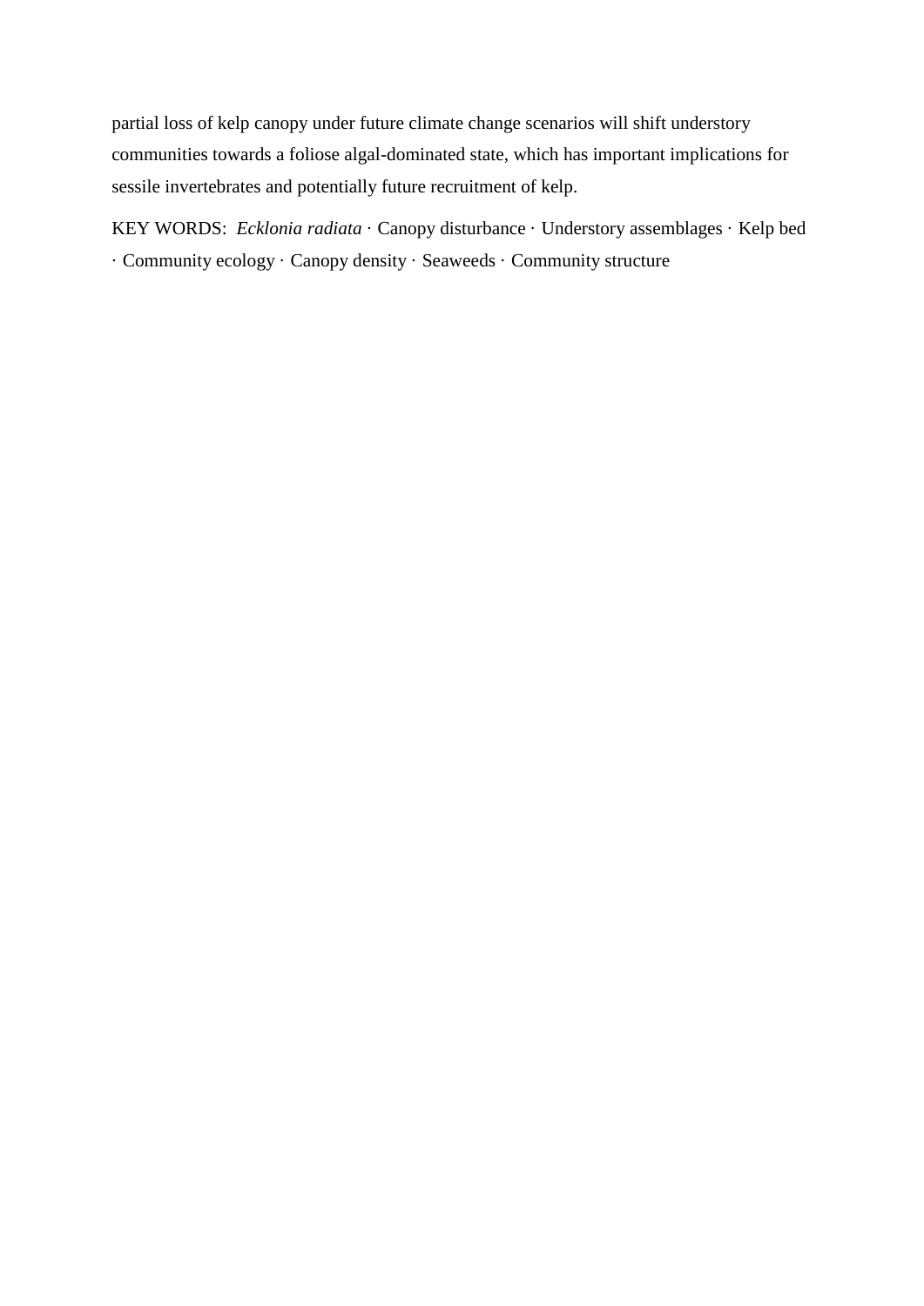partial loss of kelp canopy under future climate change scenarios will shift understory communities towards a foliose algal-dominated state, which has important implications for sessile invertebrates and potentially future recruitment of kelp.

KEY WORDS: *Ecklonia radiata* · Canopy disturbance · Understory assemblages · Kelp bed · Community ecology · Canopy density · Seaweeds · Community structure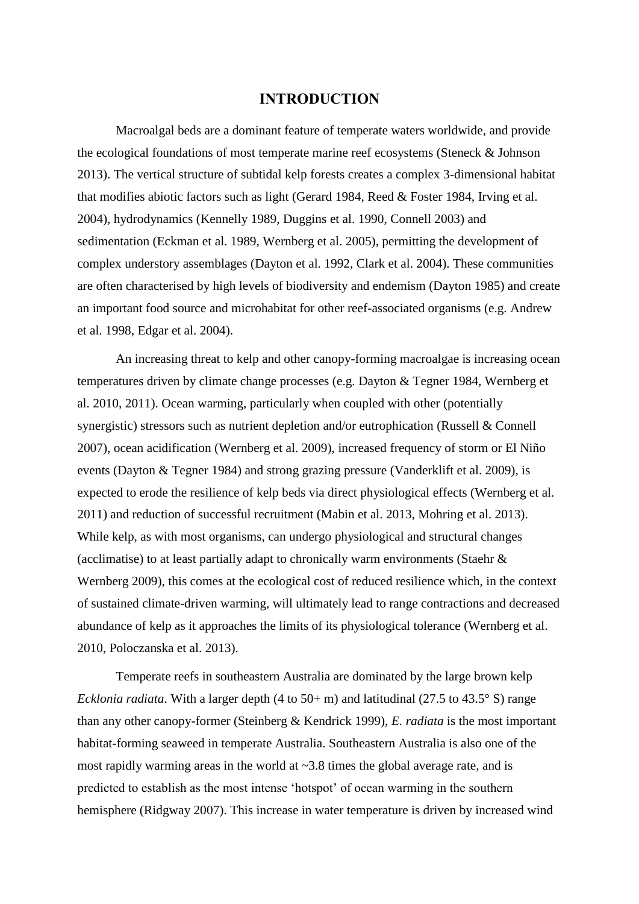# INTRODUCTION

Macroalgal beds are a dominant feature of temperate waters worldwide, and provide the ecological foundations of most temperate marine reef ecosystems (Steneck & Johnson 2013). The vertical structure of subtidal kelp forests creates a complex 3-dimensional habitat that modifies abiotic factors such as light (Gerard 1984, Reed & Foster 1984, Irving et al. 2004), hydrodynamics (Kennelly 1989, Duggins et al. 1990, Connell 2003) and sedimentation (Eckman et al. 1989, Wernberg et al. 2005), permitting the development of complex understory assemblages (Dayton et al. 1992, Clark et al. 2004). These communities are often characterised by high levels of biodiversity and endemism (Dayton 1985) and create an important food source and microhabitat for other reef-associated organisms (e.g. Andrew et al. 1998, Edgar et al. 2004).

An increasing threat to kelp and other canopy-forming macroalgae is increasing ocean temperatures driven by climate change processes (e.g. Dayton & Tegner 1984, Wernberg et al. 2010, 2011). Ocean warming, particularly when coupled with other (potentially synergistic) stressors such as nutrient depletion and/or eutrophication (Russell & Connell 2007), ocean acidification (Wernberg et al. 2009), increased frequency of storm or El Niño events (Dayton & Tegner 1984) and strong grazing pressure (Vanderklift et al. 2009), is expected to erode the resilience of kelp beds via direct physiological effects (Wernberg et al. 2011) and reduction of successful recruitment (Mabin et al. 2013, Mohring et al. 2013). While kelp, as with most organisms, can undergo physiological and structural changes (acclimatise) to at least partially adapt to chronically warm environments (Staehr & Wernberg 2009), this comes at the ecological cost of reduced resilience which, in the context of sustained climate-driven warming, will ultimately lead to range contractions and decreased abundance of kelp as it approaches the limits of its physiological tolerance (Wernberg et al. 2010, Poloczanska et al. 2013).

Temperate reefs in southeastern Australia are dominated by the large brown kelp *Ecklonia radiata*. With a larger depth (4 to 50+ m) and latitudinal (27.5 to 43.5° S) range than any other canopy-former (Steinberg & Kendrick 1999), *E. radiata* is the most important habitat-forming seaweed in temperate Australia. Southeastern Australia is also one of the most rapidly warming areas in the world at ~3.8 times the global average rate, and is predicted to establish as the most intense 'hotspot' of ocean warming in the southern hemisphere (Ridgway 2007). This increase in water temperature is driven by increased wind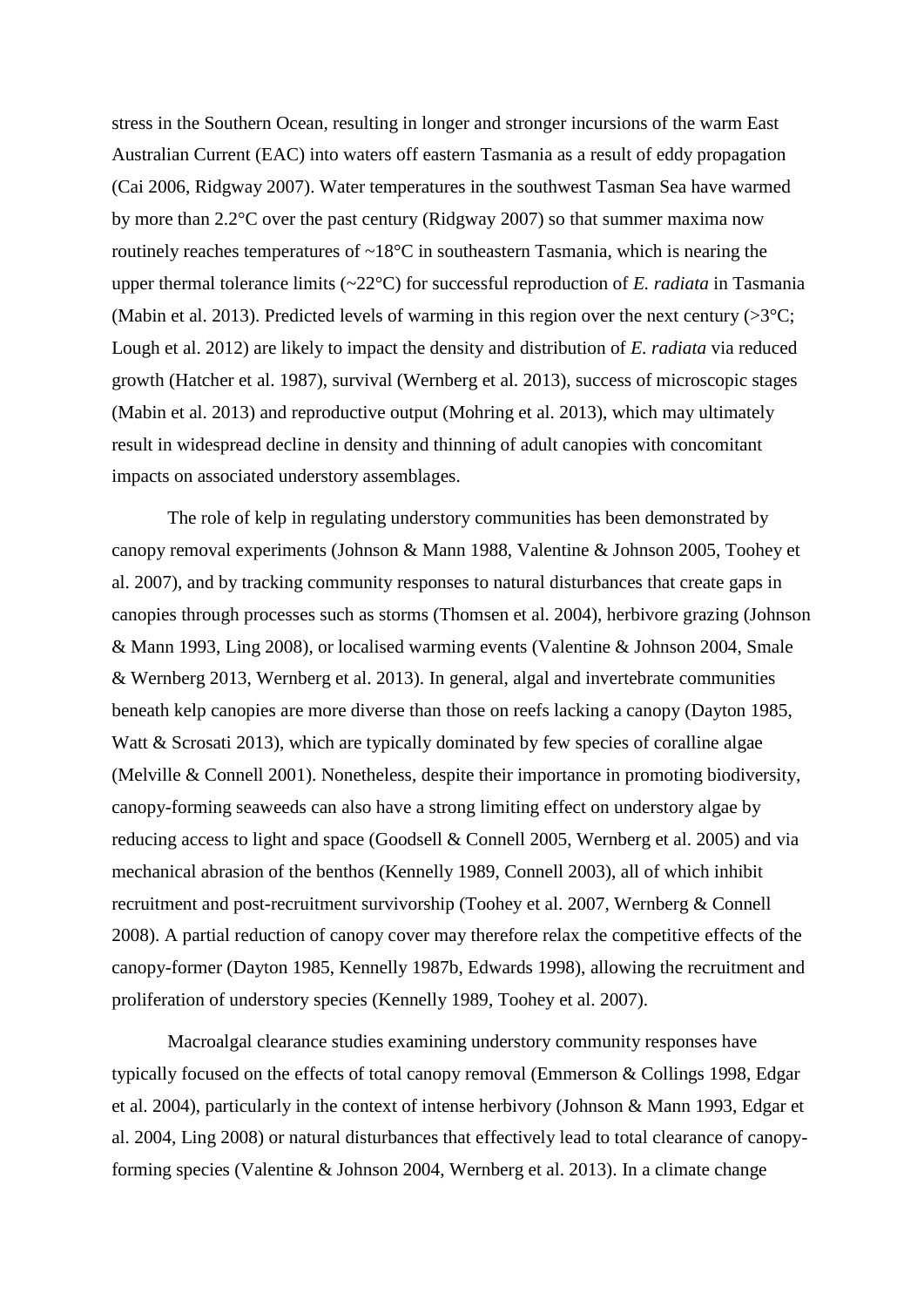stress in the Southern Ocean, resulting in longer and stronger incursions of the warm East Australian Current (EAC) into waters off eastern Tasmania as a result of eddy propagation (Cai 2006, Ridgway 2007). Water temperatures in the southwest Tasman Sea have warmed by more than 2.2°C over the past century (Ridgway 2007) so that summer maxima now routinely reaches temperatures of ~18°C in southeastern Tasmania, which is nearing the upper thermal tolerance limits (~22°C) for successful reproduction of *E. radiata* in Tasmania (Mabin et al. 2013). Predicted levels of warming in this region over the next century (>3°C; Lough et al. 2012) are likely to impact the density and distribution of *E. radiata* via reduced growth (Hatcher et al. 1987), survival (Wernberg et al. 2013), success of microscopic stages (Mabin et al. 2013) and reproductive output (Mohring et al. 2013), which may ultimately result in widespread decline in density and thinning of adult canopies with concomitant impacts on associated understory assemblages.

The role of kelp in regulating understory communities has been demonstrated by canopy removal experiments (Johnson & Mann 1988, Valentine & Johnson 2005, Toohey et al. 2007), and by tracking community responses to natural disturbances that create gaps in canopies through processes such as storms (Thomsen et al. 2004), herbivore grazing (Johnson & Mann 1993, Ling 2008), or localised warming events (Valentine & Johnson 2004, Smale & Wernberg 2013, Wernberg et al. 2013). In general, algal and invertebrate communities beneath kelp canopies are more diverse than those on reefs lacking a canopy (Dayton 1985, Watt & Scrosati 2013), which are typically dominated by few species of coralline algae (Melville & Connell 2001). Nonetheless, despite their importance in promoting biodiversity, canopy-forming seaweeds can also have a strong limiting effect on understory algae by reducing access to light and space (Goodsell & Connell 2005, Wernberg et al. 2005) and via mechanical abrasion of the benthos (Kennelly 1989, Connell 2003), all of which inhibit recruitment and post-recruitment survivorship (Toohey et al. 2007, Wernberg & Connell 2008). A partial reduction of canopy cover may therefore relax the competitive effects of the canopy-former (Dayton 1985, Kennelly 1987b, Edwards 1998), allowing the recruitment and proliferation of understory species (Kennelly 1989, Toohey et al. 2007).

Macroalgal clearance studies examining understory community responses have typically focused on the effects of total canopy removal (Emmerson & Collings 1998, Edgar et al. 2004), particularly in the context of intense herbivory (Johnson & Mann 1993, Edgar et al. 2004, Ling 2008) or natural disturbances that effectively lead to total clearance of canopy-forming species (Valentine & Johnson 2004, Wernberg et al. 2013). In a climate change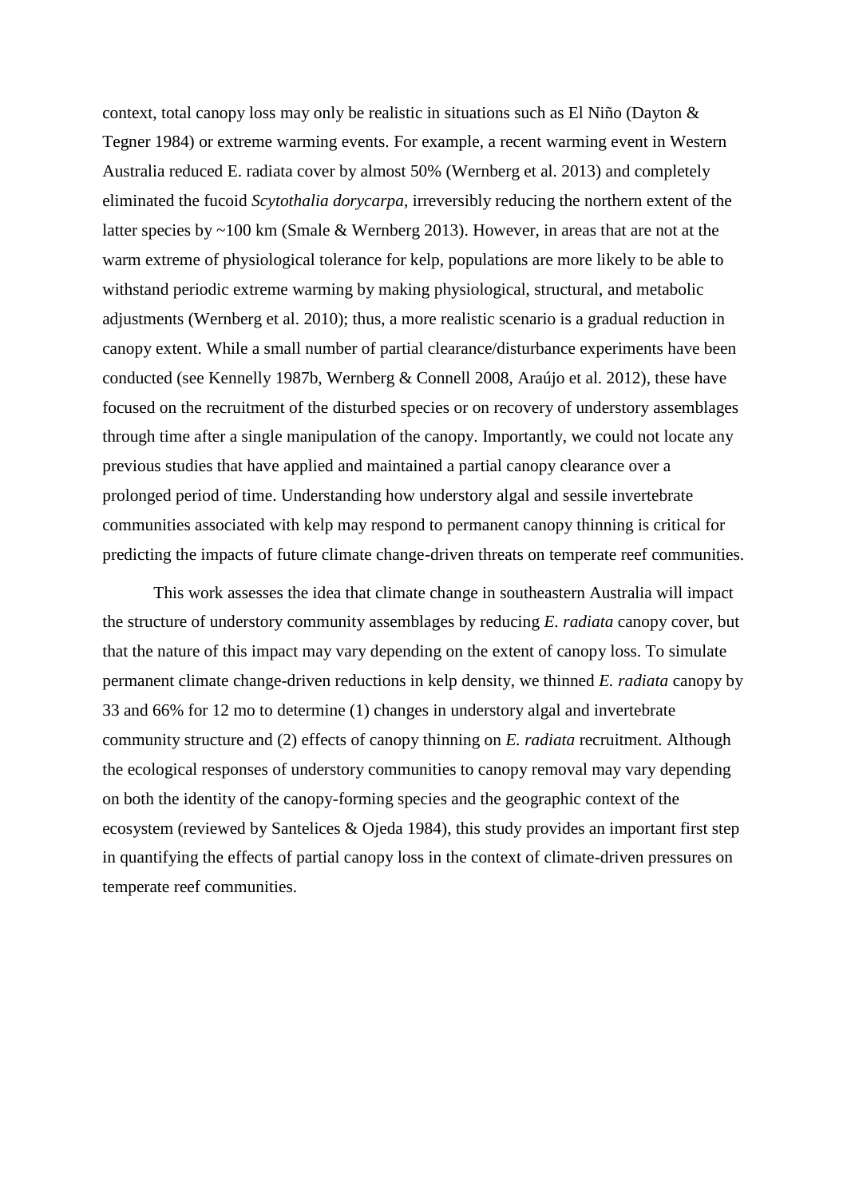context, total canopy loss may only be realistic in situations such as El Niño (Dayton & Tegner 1984) or extreme warming events. For example, a recent warming event in Western Australia reduced E. radiata cover by almost 50% (Wernberg et al. 2013) and completely eliminated the fucoid *Scytothalia dorycarpa*, irreversibly reducing the northern extent of the latter species by ~100 km (Smale & Wernberg 2013). However, in areas that are not at the warm extreme of physiological tolerance for kelp, populations are more likely to be able to withstand periodic extreme warming by making physiological, structural, and metabolic adjustments (Wernberg et al. 2010); thus, a more realistic scenario is a gradual reduction in canopy extent. While a small number of partial clearance/disturbance experiments have been conducted (see Kennelly 1987b, Wernberg & Connell 2008, Araújo et al. 2012), these have focused on the recruitment of the disturbed species or on recovery of understory assemblages through time after a single manipulation of the canopy. Importantly, we could not locate any previous studies that have applied and maintained a partial canopy clearance over a prolonged period of time. Understanding how understory algal and sessile invertebrate communities associated with kelp may respond to permanent canopy thinning is critical for predicting the impacts of future climate change-driven threats on temperate reef communities.

This work assesses the idea that climate change in southeastern Australia will impact the structure of understory community assemblages by reducing *E. radiata* canopy cover, but that the nature of this impact may vary depending on the extent of canopy loss. To simulate permanent climate change-driven reductions in kelp density, we thinned *E. radiata* canopy by 33 and 66% for 12 mo to determine (1) changes in understory algal and invertebrate community structure and (2) effects of canopy thinning on *E. radiata* recruitment. Although the ecological responses of understory communities to canopy removal may vary depending on both the identity of the canopy-forming species and the geographic context of the ecosystem (reviewed by Santelices & Ojeda 1984), this study provides an important first step in quantifying the effects of partial canopy loss in the context of climate-driven pressures on temperate reef communities.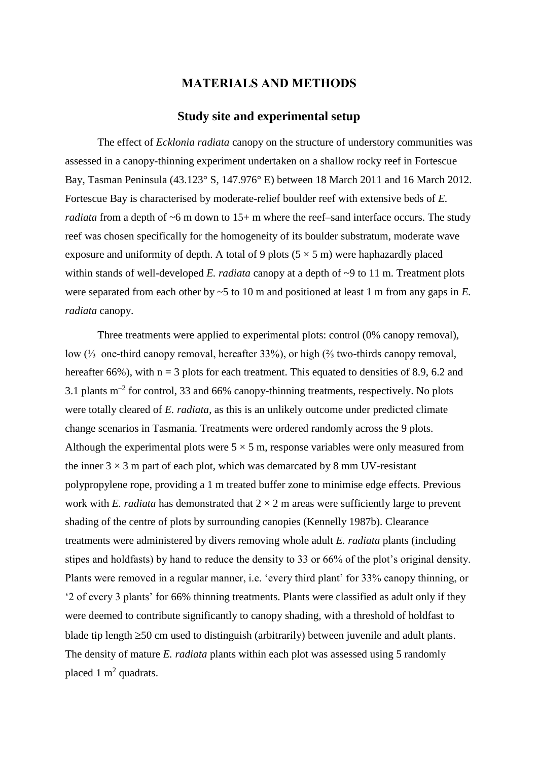## MATERIALS AND METHODS

### Study site and experimental setup

The effect of *Ecklonia radiata* canopy on the structure of understory communities was assessed in a canopy-thinning experiment undertaken on a shallow rocky reef in Fortescue Bay, Tasman Peninsula (43.123° S, 147.976° E) between 18 March 2011 and 16 March 2012. Fortescue Bay is characterised by moderate-relief boulder reef with extensive beds of *E. radiata* from a depth of ~6 m down to 15+ m where the reef–sand interface occurs. The study reef was chosen specifically for the homogeneity of its boulder substratum, moderate wave exposure and uniformity of depth. A total of 9 plots (5 × 5 m) were haphazardly placed within stands of well-developed *E. radiata* canopy at a depth of ~9 to 11 m. Treatment plots were separated from each other by ~5 to 10 m and positioned at least 1 m from any gaps in *E. radiata* canopy.

Three treatments were applied to experimental plots: control (0% canopy removal), low (⅓ one-third canopy removal, hereafter 33%), or high (⅔ two-thirds canopy removal, hereafter 66%), with n = 3 plots for each treatment. This equated to densities of 8.9, 6.2 and 3.1 plants $m^{-2}$ for control, 33 and 66% canopy-thinning treatments, respectively. No plots were totally cleared of *E. radiata*, as this is an unlikely outcome under predicted climate change scenarios in Tasmania. Treatments were ordered randomly across the 9 plots. Although the experimental plots were 5 × 5 m, response variables were only measured from the inner 3 × 3 m part of each plot, which was demarcated by 8 mm UV-resistant polypropylene rope, providing a 1 m treated buffer zone to minimise edge effects. Previous work with *E. radiata* has demonstrated that 2 × 2 m areas were sufficiently large to prevent shading of the centre of plots by surrounding canopies (Kennelly 1987b). Clearance treatments were administered by divers removing whole adult *E. radiata* plants (including stipes and holdfasts) by hand to reduce the density to 33 or 66% of the plot's original density. Plants were removed in a regular manner, i.e. 'every third plant' for 33% canopy thinning, or '2 of every 3 plants' for 66% thinning treatments. Plants were classified as adult only if they were deemed to contribute significantly to canopy shading, with a threshold of holdfast to blade tip length ≥50 cm used to distinguish (arbitrarily) between juvenile and adult plants. The density of mature *E. radiata* plants within each plot was assessed using 5 randomly placed 1 $m^2$ quadrats.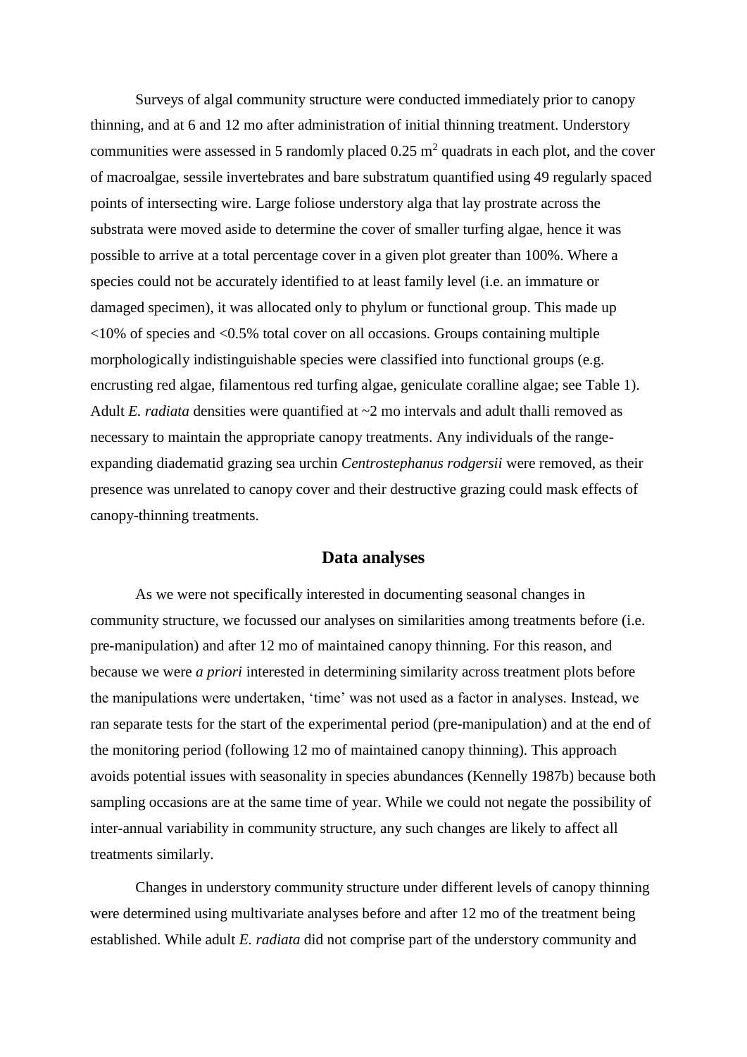Surveys of algal community structure were conducted immediately prior to canopy thinning, and at 6 and 12 mo after administration of initial thinning treatment. Understory communities were assessed in 5 randomly placed 0.25 m$^2$ quadrats in each plot, and the cover of macroalgae, sessile invertebrates and bare substratum quantified using 49 regularly spaced points of intersecting wire. Large foliose understory alga that lay prostrate across the substrata were moved aside to determine the cover of smaller turfing algae, hence it was possible to arrive at a total percentage cover in a given plot greater than 100%. Where a species could not be accurately identified to at least family level (i.e. an immature or damaged specimen), it was allocated only to phylum or functional group. This made up <10% of species and <0.5% total cover on all occasions. Groups containing multiple morphologically indistinguishable species were classified into functional groups (e.g. encrusting red algae, filamentous red turfing algae, geniculate coralline algae; see Table 1). Adult *E. radiata* densities were quantified at ~2 mo intervals and adult thalli removed as necessary to maintain the appropriate canopy treatments. Any individuals of the range-expanding diadematid grazing sea urchin *Centrostephanus rodgersii* were removed, as their presence was unrelated to canopy cover and their destructive grazing could mask effects of canopy-thinning treatments.

## Data analyses

As we were not specifically interested in documenting seasonal changes in community structure, we focussed our analyses on similarities among treatments before (i.e. pre-manipulation) and after 12 mo of maintained canopy thinning. For this reason, and because we were *a priori* interested in determining similarity across treatment plots before the manipulations were undertaken, 'time' was not used as a factor in analyses. Instead, we ran separate tests for the start of the experimental period (pre-manipulation) and at the end of the monitoring period (following 12 mo of maintained canopy thinning). This approach avoids potential issues with seasonality in species abundances (Kennelly 1987b) because both sampling occasions are at the same time of year. While we could not negate the possibility of inter-annual variability in community structure, any such changes are likely to affect all treatments similarly.

Changes in understory community structure under different levels of canopy thinning were determined using multivariate analyses before and after 12 mo of the treatment being established. While adult *E. radiata* did not comprise part of the understory community and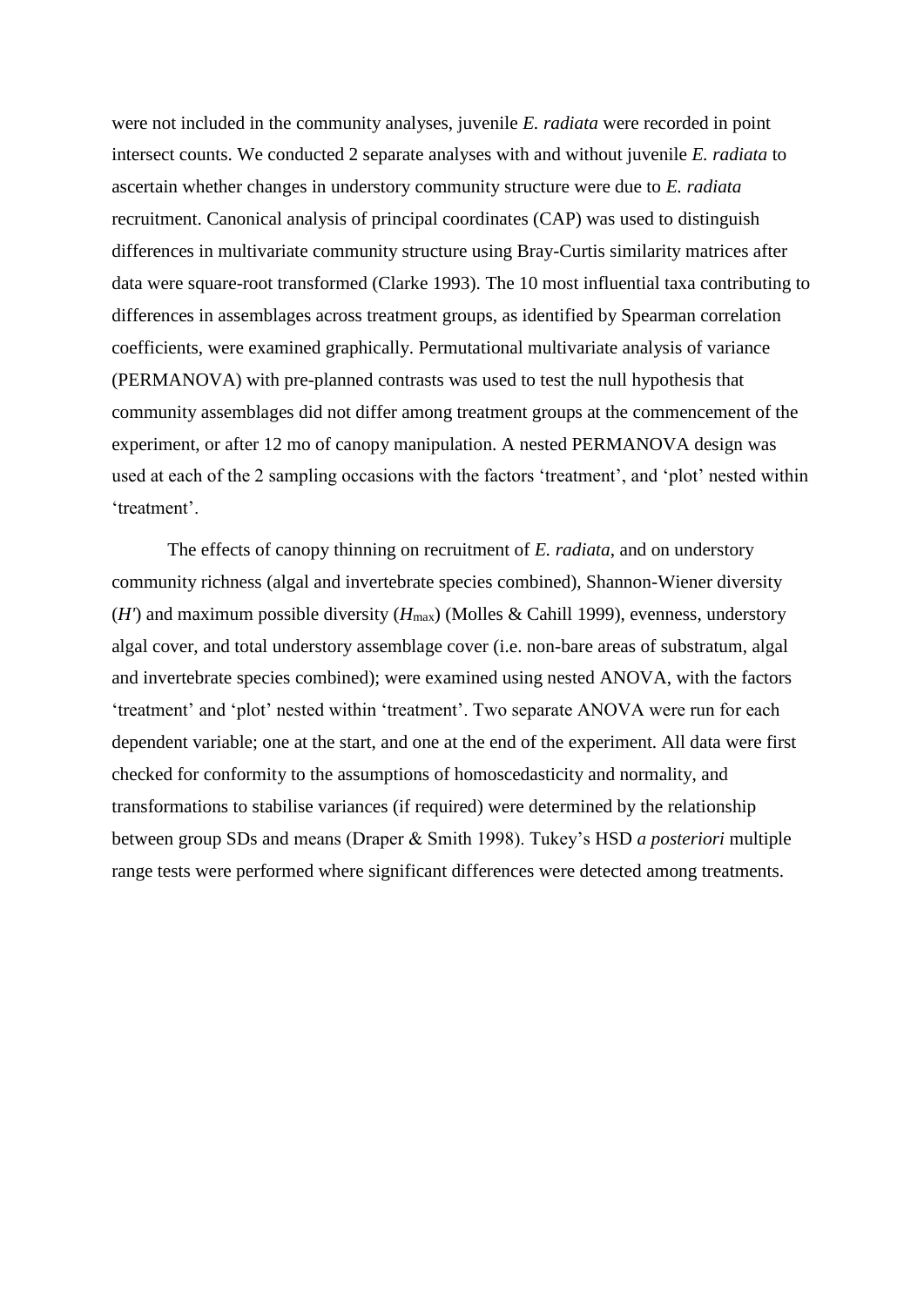were not included in the community analyses, juvenile *E. radiata* were recorded in point intersect counts. We conducted 2 separate analyses with and without juvenile *E. radiata* to ascertain whether changes in understory community structure were due to *E. radiata* recruitment. Canonical analysis of principal coordinates (CAP) was used to distinguish differences in multivariate community structure using Bray-Curtis similarity matrices after data were square-root transformed (Clarke 1993). The 10 most influential taxa contributing to differences in assemblages across treatment groups, as identified by Spearman correlation coefficients, were examined graphically. Permutational multivariate analysis of variance (PERMANOVA) with pre-planned contrasts was used to test the null hypothesis that community assemblages did not differ among treatment groups at the commencement of the experiment, or after 12 mo of canopy manipulation. A nested PERMANOVA design was used at each of the 2 sampling occasions with the factors 'treatment', and 'plot' nested within 'treatment'.

The effects of canopy thinning on recruitment of *E. radiata*, and on understory community richness (algal and invertebrate species combined), Shannon-Wiener diversity ($H'$) and maximum possible diversity ($H_{max}$) (Molles & Cahill 1999), evenness, understory algal cover, and total understory assemblage cover (i.e. non-bare areas of substratum, algal and invertebrate species combined); were examined using nested ANOVA, with the factors 'treatment' and 'plot' nested within 'treatment'. Two separate ANOVA were run for each dependent variable; one at the start, and one at the end of the experiment. All data were first checked for conformity to the assumptions of homoscedasticity and normality, and transformations to stabilise variances (if required) were determined by the relationship between group SDs and means (Draper & Smith 1998). Tukey's HSD *a posteriori* multiple range tests were performed where significant differences were detected among treatments.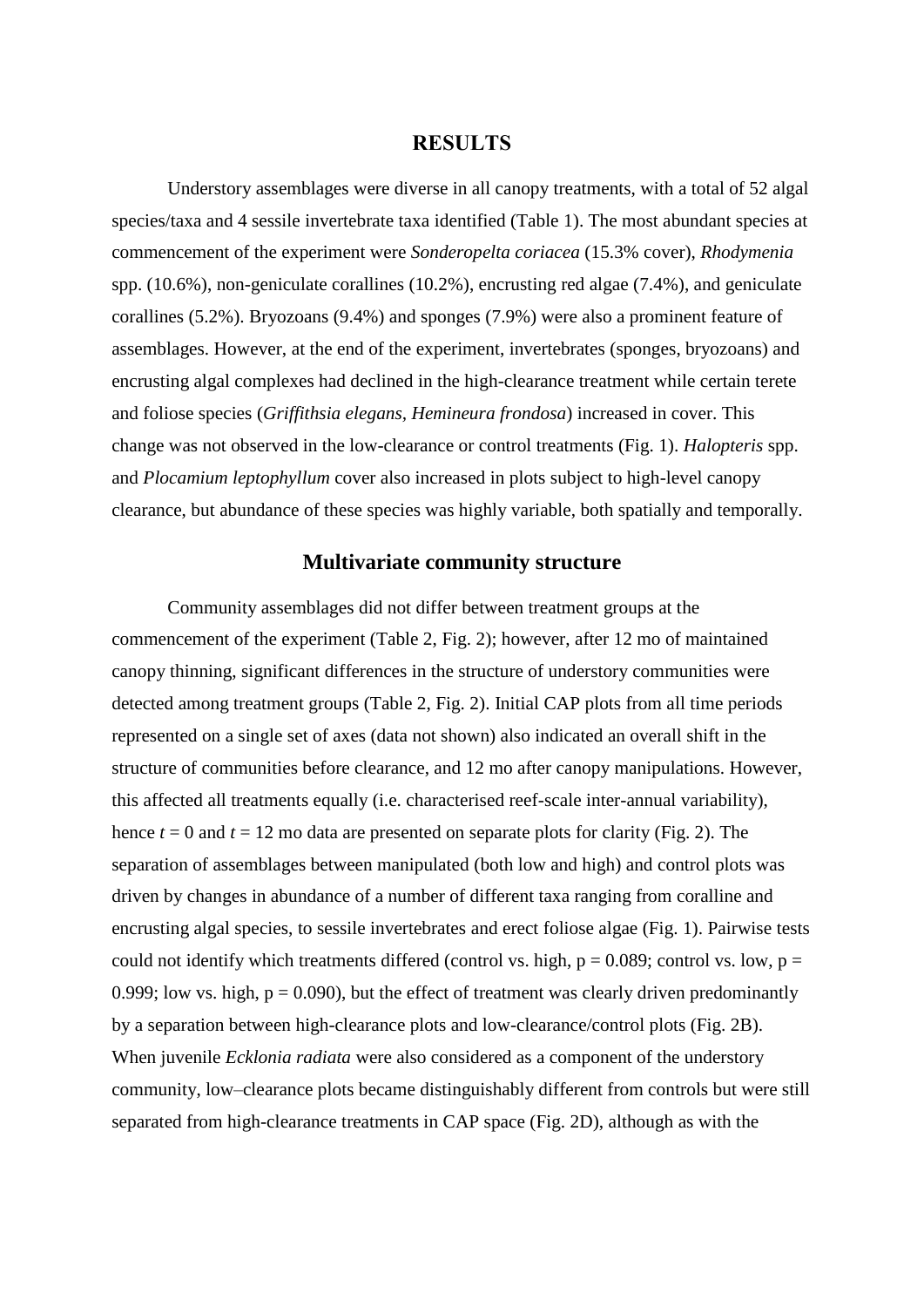# RESULTS

Understory assemblages were diverse in all canopy treatments, with a total of 52 algal species/taxa and 4 sessile invertebrate taxa identified (Table 1). The most abundant species at commencement of the experiment were *Sonderopelta coriacea* (15.3% cover), *Rhodymenia* spp. (10.6%), non-geniculate corallines (10.2%), encrusting red algae (7.4%), and geniculate corallines (5.2%). Bryozoans (9.4%) and sponges (7.9%) were also a prominent feature of assemblages. However, at the end of the experiment, invertebrates (sponges, bryozoans) and encrusting algal complexes had declined in the high-clearance treatment while certain terete and foliose species (*Griffithsia elegans*, *Hemineura frondosa*) increased in cover. This change was not observed in the low-clearance or control treatments (Fig. 1). *Halopteris* spp. and *Plocamium leptophyllum* cover also increased in plots subject to high-level canopy clearance, but abundance of these species was highly variable, both spatially and temporally.

## Multivariate community structure

Community assemblages did not differ between treatment groups at the commencement of the experiment (Table 2, Fig. 2); however, after 12 mo of maintained canopy thinning, significant differences in the structure of understory communities were detected among treatment groups (Table 2, Fig. 2). Initial CAP plots from all time periods represented on a single set of axes (data not shown) also indicated an overall shift in the structure of communities before clearance, and 12 mo after canopy manipulations. However, this affected all treatments equally (i.e. characterised reef-scale inter-annual variability), hence $t = 0$ and $t = 12$ mo data are presented on separate plots for clarity (Fig. 2). The separation of assemblages between manipulated (both low and high) and control plots was driven by changes in abundance of a number of different taxa ranging from coralline and encrusting algal species, to sessile invertebrates and erect foliose algae (Fig. 1). Pairwise tests could not identify which treatments differed (control vs. high, $p = 0.089$; control vs. low, $p = 0.999$; low vs. high, $p = 0.090$), but the effect of treatment was clearly driven predominantly by a separation between high-clearance plots and low-clearance/control plots (Fig. 2B). When juvenile *Ecklonia radiata* were also considered as a component of the understory community, low–clearance plots became distinguishably different from controls but were still separated from high-clearance treatments in CAP space (Fig. 2D), although as with the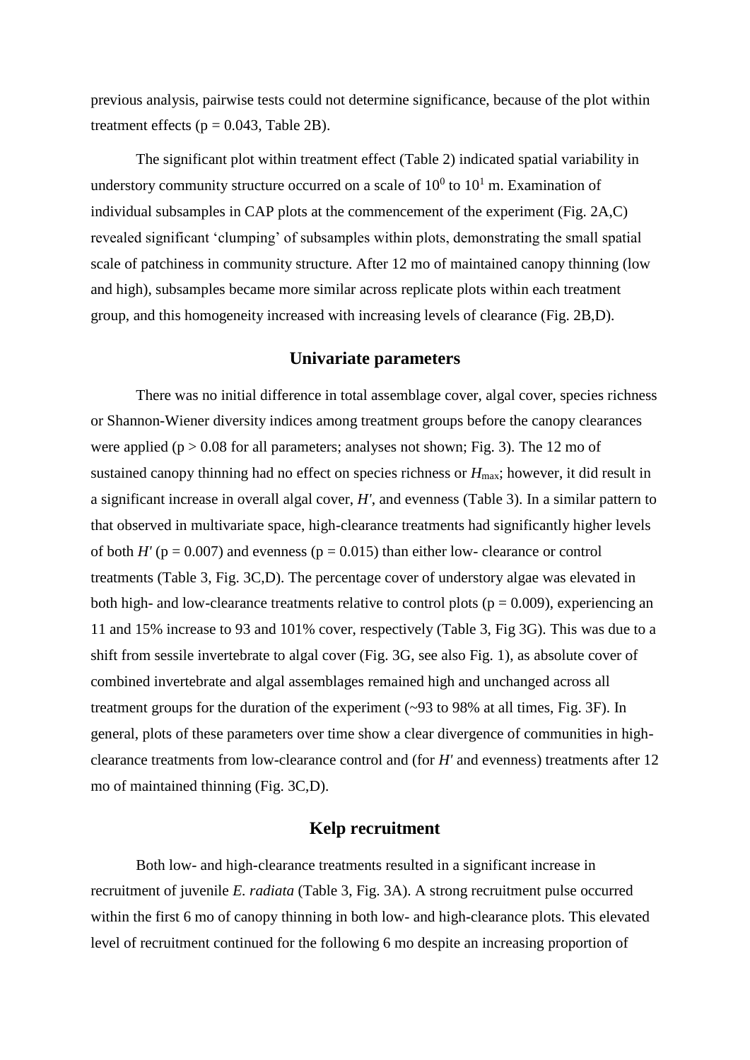previous analysis, pairwise tests could not determine significance, because of the plot within treatment effects ($p = 0.043$, Table 2B).

The significant plot within treatment effect (Table 2) indicated spatial variability in understory community structure occurred on a scale of $10^0$ to $10^1$ m. Examination of individual subsamples in CAP plots at the commencement of the experiment (Fig. 2A,C) revealed significant 'clumping' of subsamples within plots, demonstrating the small spatial scale of patchiness in community structure. After 12 mo of maintained canopy thinning (low and high), subsamples became more similar across replicate plots within each treatment group, and this homogeneity increased with increasing levels of clearance (Fig. 2B,D).

## Univariate parameters

There was no initial difference in total assemblage cover, algal cover, species richness or Shannon-Wiener diversity indices among treatment groups before the canopy clearances were applied ($p > 0.08$ for all parameters; analyses not shown; Fig. 3). The 12 mo of sustained canopy thinning had no effect on species richness or $H_{max}$; however, it did result in a significant increase in overall algal cover, $H'$, and evenness (Table 3). In a similar pattern to that observed in multivariate space, high-clearance treatments had significantly higher levels of both $H'$ ($p = 0.007$) and evenness ($p = 0.015$) than either low- clearance or control treatments (Table 3, Fig. 3C,D). The percentage cover of understory algae was elevated in both high- and low-clearance treatments relative to control plots ($p = 0.009$), experiencing an 11 and 15% increase to 93 and 101% cover, respectively (Table 3, Fig 3G). This was due to a shift from sessile invertebrate to algal cover (Fig. 3G, see also Fig. 1), as absolute cover of combined invertebrate and algal assemblages remained high and unchanged across all treatment groups for the duration of the experiment (~93 to 98% at all times, Fig. 3F). In general, plots of these parameters over time show a clear divergence of communities in high-clearance treatments from low-clearance control and (for $H'$ and evenness) treatments after 12 mo of maintained thinning (Fig. 3C,D).

## Kelp recruitment

Both low- and high-clearance treatments resulted in a significant increase in recruitment of juvenile *E. radiata* (Table 3, Fig. 3A). A strong recruitment pulse occurred within the first 6 mo of canopy thinning in both low- and high-clearance plots. This elevated level of recruitment continued for the following 6 mo despite an increasing proportion of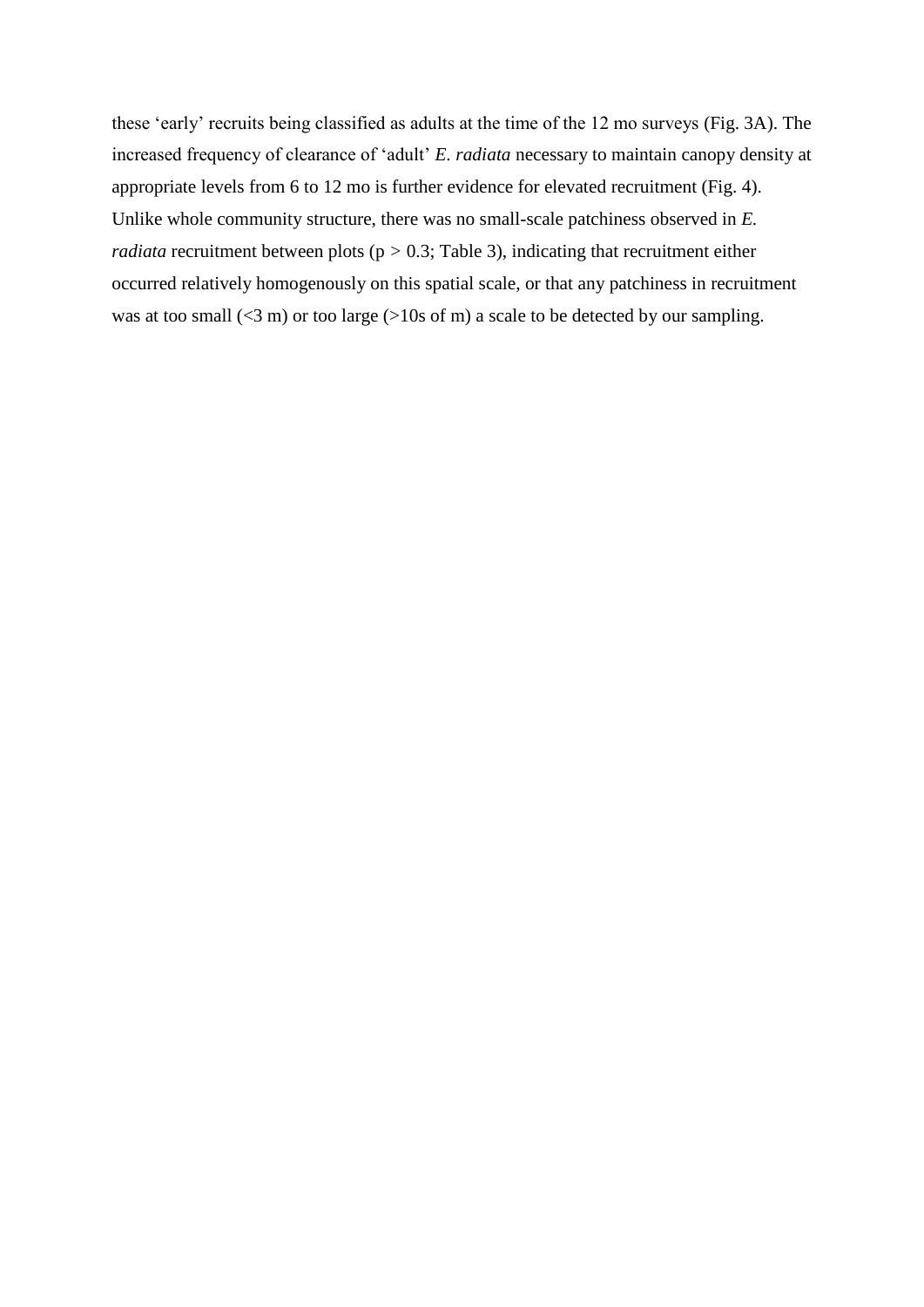these ‘early’ recruits being classified as adults at the time of the 12 mo surveys (Fig. 3A). The increased frequency of clearance of ‘adult’ *E. radiata* necessary to maintain canopy density at appropriate levels from 6 to 12 mo is further evidence for elevated recruitment (Fig. 4). Unlike whole community structure, there was no small-scale patchiness observed in *E. radiata* recruitment between plots ($p > 0.3$; Table 3), indicating that recruitment either occurred relatively homogenously on this spatial scale, or that any patchiness in recruitment was at too small (<3 m) or too large (>10s of m) a scale to be detected by our sampling.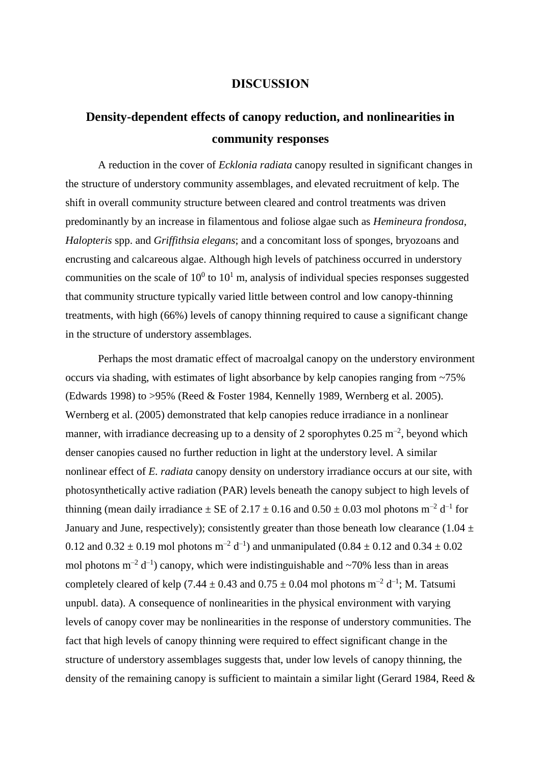# DISCUSSION

## Density-dependent effects of canopy reduction, and nonlinearities in community responses

A reduction in the cover of *Ecklonia radiata* canopy resulted in significant changes in the structure of understory community assemblages, and elevated recruitment of kelp. The shift in overall community structure between cleared and control treatments was driven predominantly by an increase in filamentous and foliose algae such as *Hemineura frondosa*, *Halopteris* spp. and *Griffithsia elegans*; and a concomitant loss of sponges, bryozoans and encrusting and calcareous algae. Although high levels of patchiness occurred in understory communities on the scale of $10^0$ to $10^1$ m, analysis of individual species responses suggested that community structure typically varied little between control and low canopy-thinning treatments, with high (66%) levels of canopy thinning required to cause a significant change in the structure of understory assemblages.

Perhaps the most dramatic effect of macroalgal canopy on the understory environment occurs via shading, with estimates of light absorbance by kelp canopies ranging from ~75% (Edwards 1998) to >95% (Reed & Foster 1984, Kennelly 1989, Wernberg et al. 2005). Wernberg et al. (2005) demonstrated that kelp canopies reduce irradiance in a nonlinear manner, with irradiance decreasing up to a density of 2 sporophytes 0.25 $m^{-2}$, beyond which denser canopies caused no further reduction in light at the understory level. A similar nonlinear effect of *E. radiata* canopy density on understory irradiance occurs at our site, with photosynthetically active radiation (PAR) levels beneath the canopy subject to high levels of thinning (mean daily irradiance ± SE of 2.17 ± 0.16 and 0.50 ± 0.03 mol photons $m^{-2}$ $d^{-1}$ for January and June, respectively); consistently greater than those beneath low clearance (1.04 ± 0.12 and 0.32 ± 0.19 mol photons $m^{-2}$ $d^{-1}$) and unmanipulated (0.84 ± 0.12 and 0.34 ± 0.02 mol photons $m^{-2}$ $d^{-1}$) canopy, which were indistinguishable and ~70% less than in areas completely cleared of kelp (7.44 ± 0.43 and 0.75 ± 0.04 mol photons $m^{-2}$ $d^{-1}$; M. Tatsumi unpubl. data). A consequence of nonlinearities in the physical environment with varying levels of canopy cover may be nonlinearities in the response of understory communities. The fact that high levels of canopy thinning were required to effect significant change in the structure of understory assemblages suggests that, under low levels of canopy thinning, the density of the remaining canopy is sufficient to maintain a similar light (Gerard 1984, Reed &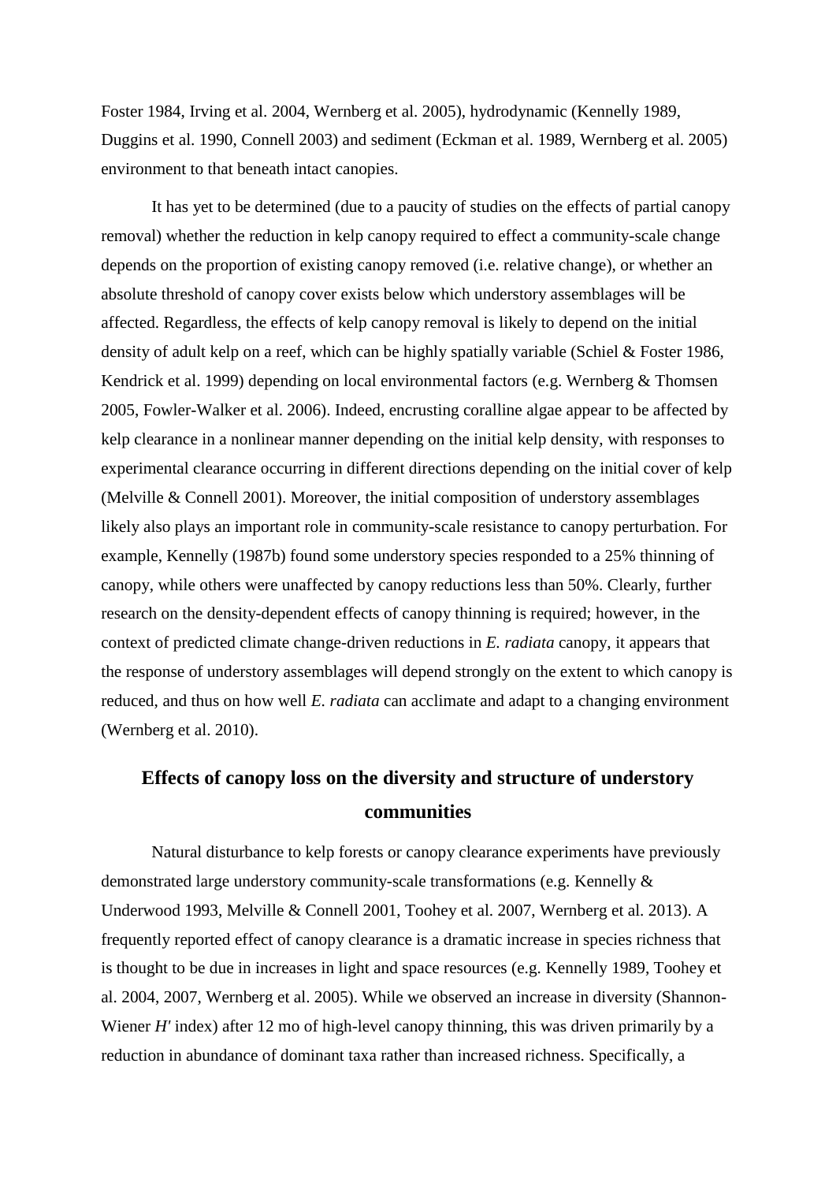Foster 1984, Irving et al. 2004, Wernberg et al. 2005), hydrodynamic (Kennelly 1989, Duggins et al. 1990, Connell 2003) and sediment (Eckman et al. 1989, Wernberg et al. 2005) environment to that beneath intact canopies.

It has yet to be determined (due to a paucity of studies on the effects of partial canopy removal) whether the reduction in kelp canopy required to effect a community-scale change depends on the proportion of existing canopy removed (i.e. relative change), or whether an absolute threshold of canopy cover exists below which understory assemblages will be affected. Regardless, the effects of kelp canopy removal is likely to depend on the initial density of adult kelp on a reef, which can be highly spatially variable (Schiel & Foster 1986, Kendrick et al. 1999) depending on local environmental factors (e.g. Wernberg & Thomsen 2005, Fowler-Walker et al. 2006). Indeed, encrusting coralline algae appear to be affected by kelp clearance in a nonlinear manner depending on the initial kelp density, with responses to experimental clearance occurring in different directions depending on the initial cover of kelp (Melville & Connell 2001). Moreover, the initial composition of understory assemblages likely also plays an important role in community-scale resistance to canopy perturbation. For example, Kennelly (1987b) found some understory species responded to a 25% thinning of canopy, while others were unaffected by canopy reductions less than 50%. Clearly, further research on the density-dependent effects of canopy thinning is required; however, in the context of predicted climate change-driven reductions in *E. radiata* canopy, it appears that the response of understory assemblages will depend strongly on the extent to which canopy is reduced, and thus on how well *E. radiata* can acclimate and adapt to a changing environment (Wernberg et al. 2010).

## Effects of canopy loss on the diversity and structure of understory communities

Natural disturbance to kelp forests or canopy clearance experiments have previously demonstrated large understory community-scale transformations (e.g. Kennelly & Underwood 1993, Melville & Connell 2001, Toohey et al. 2007, Wernberg et al. 2013). A frequently reported effect of canopy clearance is a dramatic increase in species richness that is thought to be due in increases in light and space resources (e.g. Kennelly 1989, Toohey et al. 2004, 2007, Wernberg et al. 2005). While we observed an increase in diversity (Shannon-Wiener $H'$ index) after 12 mo of high-level canopy thinning, this was driven primarily by a reduction in abundance of dominant taxa rather than increased richness. Specifically, a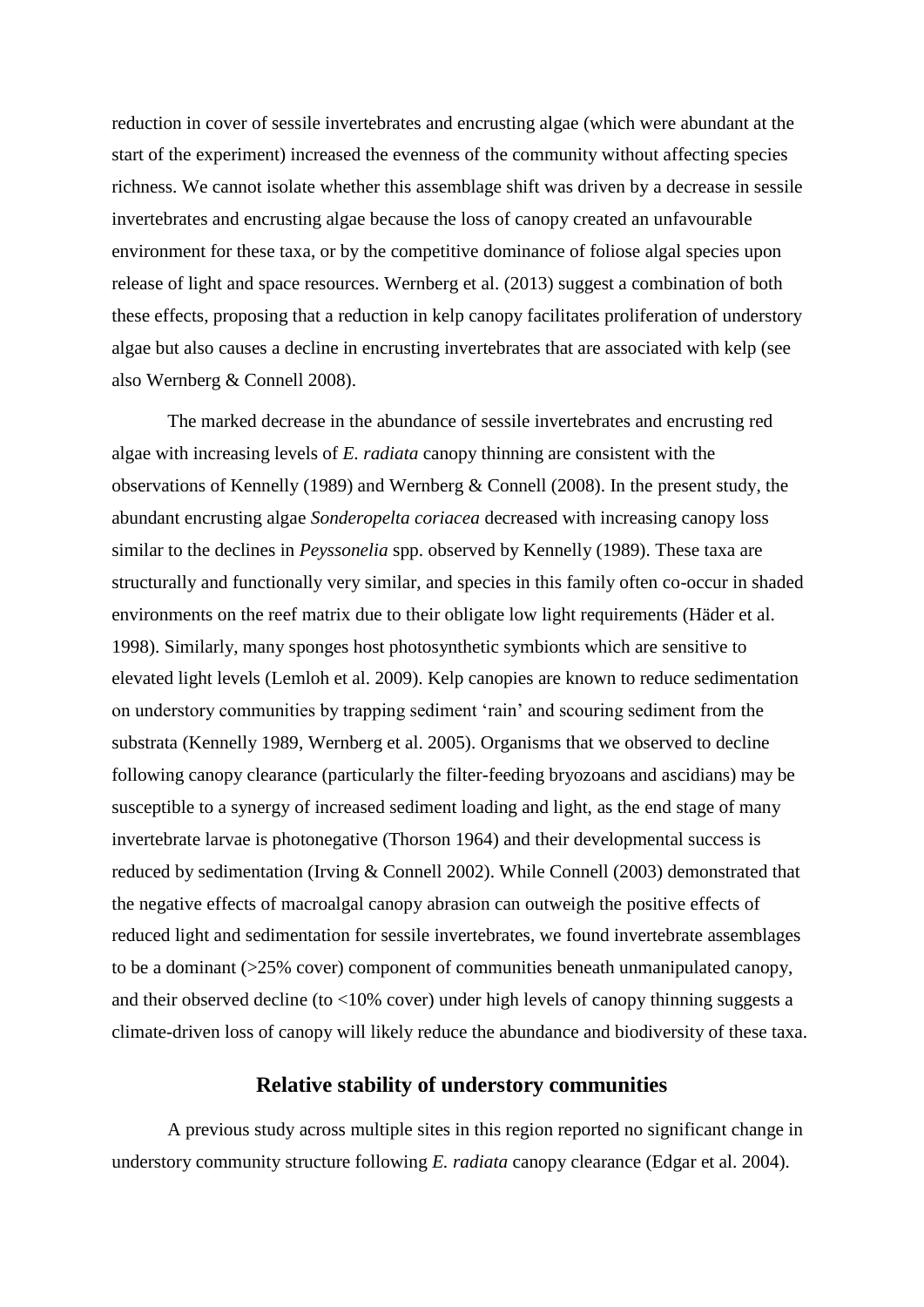reduction in cover of sessile invertebrates and encrusting algae (which were abundant at the start of the experiment) increased the evenness of the community without affecting species richness. We cannot isolate whether this assemblage shift was driven by a decrease in sessile invertebrates and encrusting algae because the loss of canopy created an unfavourable environment for these taxa, or by the competitive dominance of foliose algal species upon release of light and space resources. Wernberg et al. (2013) suggest a combination of both these effects, proposing that a reduction in kelp canopy facilitates proliferation of understory algae but also causes a decline in encrusting invertebrates that are associated with kelp (see also Wernberg & Connell 2008).

The marked decrease in the abundance of sessile invertebrates and encrusting red algae with increasing levels of *E. radiata* canopy thinning are consistent with the observations of Kennelly (1989) and Wernberg & Connell (2008). In the present study, the abundant encrusting algae *Sonderopelta coriacea* decreased with increasing canopy loss similar to the declines in *Peyssonelia* spp. observed by Kennelly (1989). These taxa are structurally and functionally very similar, and species in this family often co-occur in shaded environments on the reef matrix due to their obligate low light requirements (Häder et al. 1998). Similarly, many sponges host photosynthetic symbionts which are sensitive to elevated light levels (Lemloh et al. 2009). Kelp canopies are known to reduce sedimentation on understory communities by trapping sediment 'rain' and scouring sediment from the substrata (Kennelly 1989, Wernberg et al. 2005). Organisms that we observed to decline following canopy clearance (particularly the filter-feeding bryozoans and ascidians) may be susceptible to a synergy of increased sediment loading and light, as the end stage of many invertebrate larvae is photonegative (Thorson 1964) and their developmental success is reduced by sedimentation (Irving & Connell 2002). While Connell (2003) demonstrated that the negative effects of macroalgal canopy abrasion can outweigh the positive effects of reduced light and sedimentation for sessile invertebrates, we found invertebrate assemblages to be a dominant (>25% cover) component of communities beneath unmanipulated canopy, and their observed decline (to <10% cover) under high levels of canopy thinning suggests a climate-driven loss of canopy will likely reduce the abundance and biodiversity of these taxa.

## Relative stability of understory communities

A previous study across multiple sites in this region reported no significant change in understory community structure following *E. radiata* canopy clearance (Edgar et al. 2004).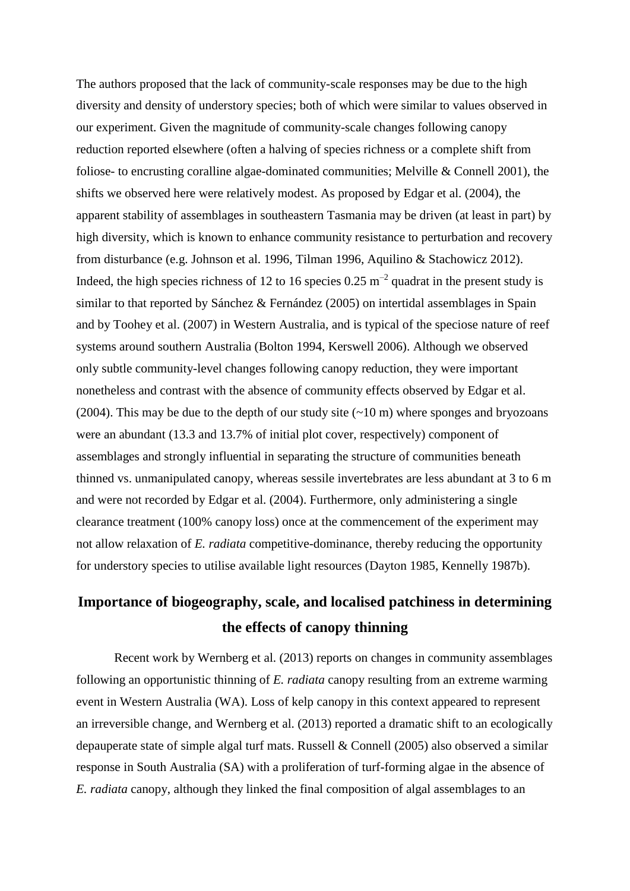The authors proposed that the lack of community-scale responses may be due to the high diversity and density of understory species; both of which were similar to values observed in our experiment. Given the magnitude of community-scale changes following canopy reduction reported elsewhere (often a halving of species richness or a complete shift from foliose- to encrusting coralline algae-dominated communities; Melville & Connell 2001), the shifts we observed here were relatively modest. As proposed by Edgar et al. (2004), the apparent stability of assemblages in southeastern Tasmania may be driven (at least in part) by high diversity, which is known to enhance community resistance to perturbation and recovery from disturbance (e.g. Johnson et al. 1996, Tilman 1996, Aquilino & Stachowicz 2012). Indeed, the high species richness of 12 to 16 species 0.25 $m^{-2}$ quadrat in the present study is similar to that reported by Sánchez & Fernández (2005) on intertidal assemblages in Spain and by Toohey et al. (2007) in Western Australia, and is typical of the speciose nature of reef systems around southern Australia (Bolton 1994, Kerswell 2006). Although we observed only subtle community-level changes following canopy reduction, they were important nonetheless and contrast with the absence of community effects observed by Edgar et al. (2004). This may be due to the depth of our study site (~10 m) where sponges and bryozoans were an abundant (13.3 and 13.7% of initial plot cover, respectively) component of assemblages and strongly influential in separating the structure of communities beneath thinned vs. unmanipulated canopy, whereas sessile invertebrates are less abundant at 3 to 6 m and were not recorded by Edgar et al. (2004). Furthermore, only administering a single clearance treatment (100% canopy loss) once at the commencement of the experiment may not allow relaxation of *E. radiata* competitive-dominance, thereby reducing the opportunity for understory species to utilise available light resources (Dayton 1985, Kennelly 1987b).

## Importance of biogeography, scale, and localised patchiness in determining the effects of canopy thinning

Recent work by Wernberg et al. (2013) reports on changes in community assemblages following an opportunistic thinning of *E. radiata* canopy resulting from an extreme warming event in Western Australia (WA). Loss of kelp canopy in this context appeared to represent an irreversible change, and Wernberg et al. (2013) reported a dramatic shift to an ecologically depauperate state of simple algal turf mats. Russell & Connell (2005) also observed a similar response in South Australia (SA) with a proliferation of turf-forming algae in the absence of *E. radiata* canopy, although they linked the final composition of algal assemblages to an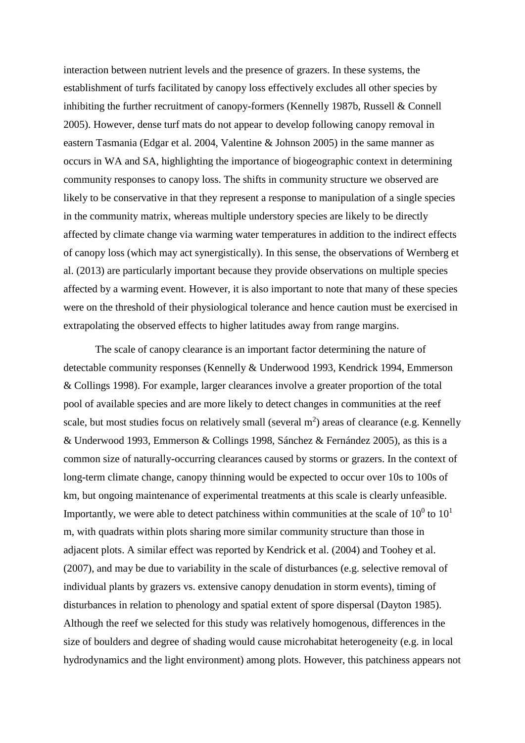interaction between nutrient levels and the presence of grazers. In these systems, the establishment of turfs facilitated by canopy loss effectively excludes all other species by inhibiting the further recruitment of canopy-formers (Kennelly 1987b, Russell & Connell 2005). However, dense turf mats do not appear to develop following canopy removal in eastern Tasmania (Edgar et al. 2004, Valentine & Johnson 2005) in the same manner as occurs in WA and SA, highlighting the importance of biogeographic context in determining community responses to canopy loss. The shifts in community structure we observed are likely to be conservative in that they represent a response to manipulation of a single species in the community matrix, whereas multiple understory species are likely to be directly affected by climate change via warming water temperatures in addition to the indirect effects of canopy loss (which may act synergistically). In this sense, the observations of Wernberg et al. (2013) are particularly important because they provide observations on multiple species affected by a warming event. However, it is also important to note that many of these species were on the threshold of their physiological tolerance and hence caution must be exercised in extrapolating the observed effects to higher latitudes away from range margins.

The scale of canopy clearance is an important factor determining the nature of detectable community responses (Kennelly & Underwood 1993, Kendrick 1994, Emmerson & Collings 1998). For example, larger clearances involve a greater proportion of the total pool of available species and are more likely to detect changes in communities at the reef scale, but most studies focus on relatively small (several $m^2$) areas of clearance (e.g. Kennelly & Underwood 1993, Emmerson & Collings 1998, Sánchez & Fernández 2005), as this is a common size of naturally-occurring clearances caused by storms or grazers. In the context of long-term climate change, canopy thinning would be expected to occur over 10s to 100s of km, but ongoing maintenance of experimental treatments at this scale is clearly unfeasible. Importantly, we were able to detect patchiness within communities at the scale of $10^0$ to $10^1$ m, with quadrats within plots sharing more similar community structure than those in adjacent plots. A similar effect was reported by Kendrick et al. (2004) and Toohey et al. (2007), and may be due to variability in the scale of disturbances (e.g. selective removal of individual plants by grazers vs. extensive canopy denudation in storm events), timing of disturbances in relation to phenology and spatial extent of spore dispersal (Dayton 1985). Although the reef we selected for this study was relatively homogenous, differences in the size of boulders and degree of shading would cause microhabitat heterogeneity (e.g. in local hydrodynamics and the light environment) among plots. However, this patchiness appears not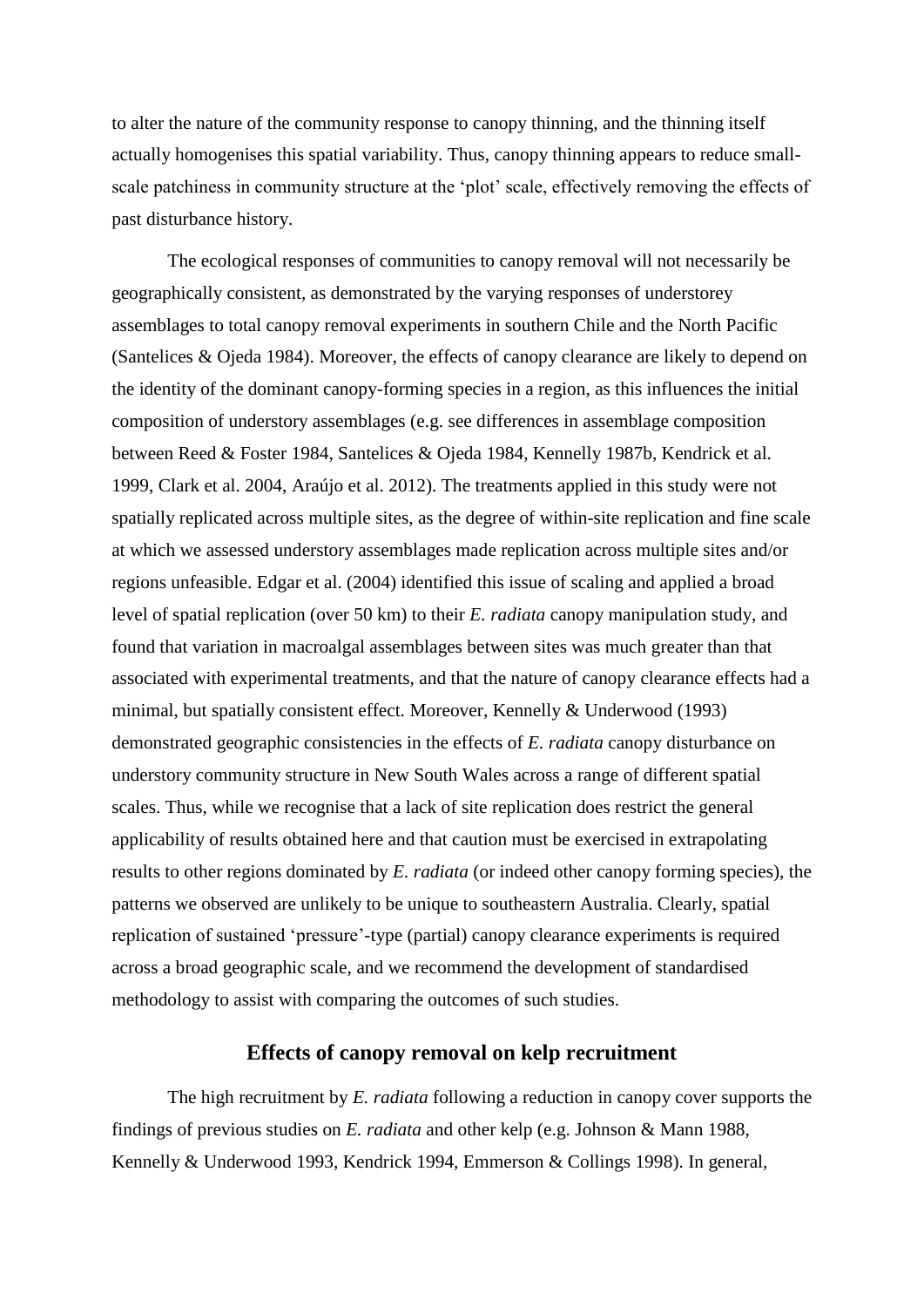to alter the nature of the community response to canopy thinning, and the thinning itself actually homogenises this spatial variability. Thus, canopy thinning appears to reduce small-scale patchiness in community structure at the 'plot' scale, effectively removing the effects of past disturbance history.

The ecological responses of communities to canopy removal will not necessarily be geographically consistent, as demonstrated by the varying responses of understorey assemblages to total canopy removal experiments in southern Chile and the North Pacific (Santelices & Ojeda 1984). Moreover, the effects of canopy clearance are likely to depend on the identity of the dominant canopy-forming species in a region, as this influences the initial composition of understory assemblages (e.g. see differences in assemblage composition between Reed & Foster 1984, Santelices & Ojeda 1984, Kennelly 1987b, Kendrick et al. 1999, Clark et al. 2004, Araújo et al. 2012). The treatments applied in this study were not spatially replicated across multiple sites, as the degree of within-site replication and fine scale at which we assessed understory assemblages made replication across multiple sites and/or regions unfeasible. Edgar et al. (2004) identified this issue of scaling and applied a broad level of spatial replication (over 50 km) to their *E. radiata* canopy manipulation study, and found that variation in macroalgal assemblages between sites was much greater than that associated with experimental treatments, and that the nature of canopy clearance effects had a minimal, but spatially consistent effect. Moreover, Kennelly & Underwood (1993) demonstrated geographic consistencies in the effects of *E. radiata* canopy disturbance on understory community structure in New South Wales across a range of different spatial scales. Thus, while we recognise that a lack of site replication does restrict the general applicability of results obtained here and that caution must be exercised in extrapolating results to other regions dominated by *E. radiata* (or indeed other canopy forming species), the patterns we observed are unlikely to be unique to southeastern Australia. Clearly, spatial replication of sustained 'pressure'-type (partial) canopy clearance experiments is required across a broad geographic scale, and we recommend the development of standardised methodology to assist with comparing the outcomes of such studies.

## Effects of canopy removal on kelp recruitment

The high recruitment by *E. radiata* following a reduction in canopy cover supports the findings of previous studies on *E. radiata* and other kelp (e.g. Johnson & Mann 1988, Kennelly & Underwood 1993, Kendrick 1994, Emmerson & Collings 1998). In general,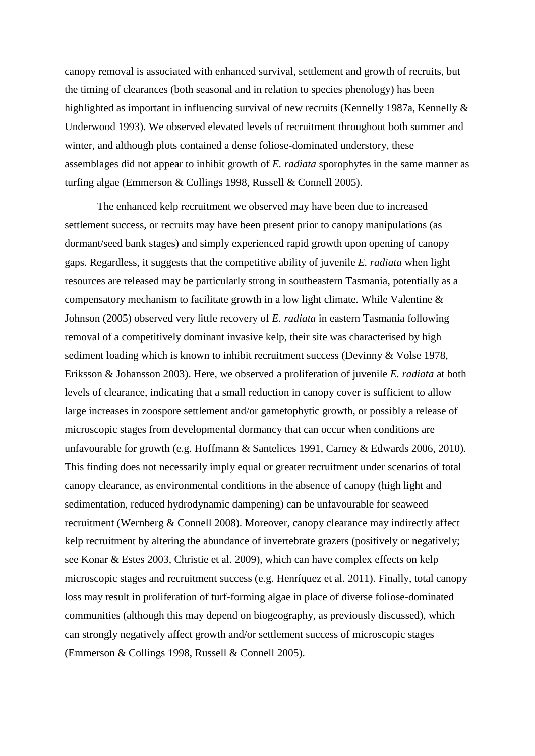canopy removal is associated with enhanced survival, settlement and growth of recruits, but the timing of clearances (both seasonal and in relation to species phenology) has been highlighted as important in influencing survival of new recruits (Kennelly 1987a, Kennelly & Underwood 1993). We observed elevated levels of recruitment throughout both summer and winter, and although plots contained a dense foliose-dominated understory, these assemblages did not appear to inhibit growth of *E. radiata* sporophytes in the same manner as turfing algae (Emmerson & Collings 1998, Russell & Connell 2005).

The enhanced kelp recruitment we observed may have been due to increased settlement success, or recruits may have been present prior to canopy manipulations (as dormant/seed bank stages) and simply experienced rapid growth upon opening of canopy gaps. Regardless, it suggests that the competitive ability of juvenile *E. radiata* when light resources are released may be particularly strong in southeastern Tasmania, potentially as a compensatory mechanism to facilitate growth in a low light climate. While Valentine & Johnson (2005) observed very little recovery of *E. radiata* in eastern Tasmania following removal of a competitively dominant invasive kelp, their site was characterised by high sediment loading which is known to inhibit recruitment success (Devinny & Volse 1978, Eriksson & Johansson 2003). Here, we observed a proliferation of juvenile *E. radiata* at both levels of clearance, indicating that a small reduction in canopy cover is sufficient to allow large increases in zoospore settlement and/or gametophytic growth, or possibly a release of microscopic stages from developmental dormancy that can occur when conditions are unfavourable for growth (e.g. Hoffmann & Santelices 1991, Carney & Edwards 2006, 2010). This finding does not necessarily imply equal or greater recruitment under scenarios of total canopy clearance, as environmental conditions in the absence of canopy (high light and sedimentation, reduced hydrodynamic dampening) can be unfavourable for seaweed recruitment (Wernberg & Connell 2008). Moreover, canopy clearance may indirectly affect kelp recruitment by altering the abundance of invertebrate grazers (positively or negatively; see Konar & Estes 2003, Christie et al. 2009), which can have complex effects on kelp microscopic stages and recruitment success (e.g. Henríquez et al. 2011). Finally, total canopy loss may result in proliferation of turf-forming algae in place of diverse foliose-dominated communities (although this may depend on biogeography, as previously discussed), which can strongly negatively affect growth and/or settlement success of microscopic stages (Emmerson & Collings 1998, Russell & Connell 2005).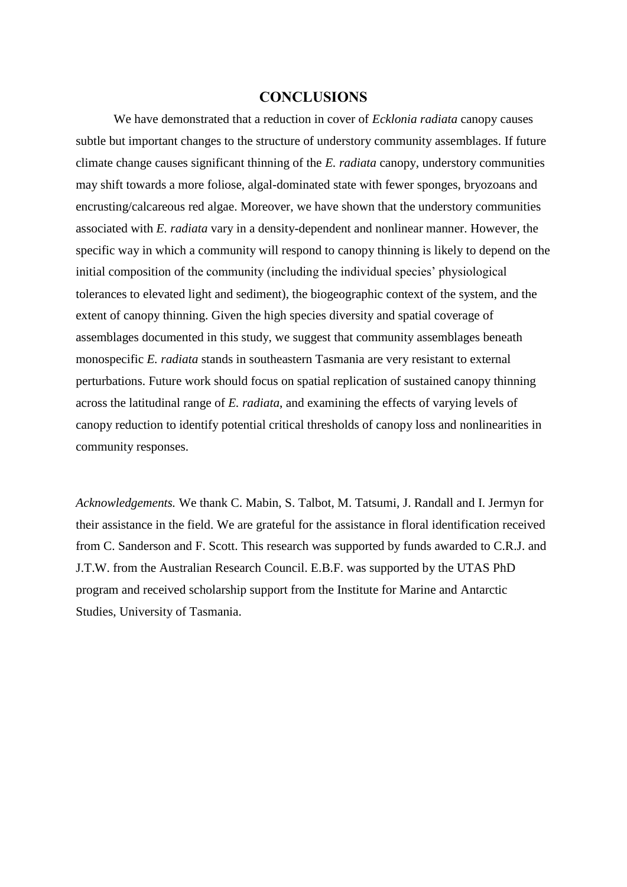## CONCLUSIONS

We have demonstrated that a reduction in cover of *Ecklonia radiata* canopy causes subtle but important changes to the structure of understory community assemblages. If future climate change causes significant thinning of the *E. radiata* canopy, understory communities may shift towards a more foliose, algal-dominated state with fewer sponges, bryozoans and encrusting/calcareous red algae. Moreover, we have shown that the understory communities associated with *E. radiata* vary in a density-dependent and nonlinear manner. However, the specific way in which a community will respond to canopy thinning is likely to depend on the initial composition of the community (including the individual species' physiological tolerances to elevated light and sediment), the biogeographic context of the system, and the extent of canopy thinning. Given the high species diversity and spatial coverage of assemblages documented in this study, we suggest that community assemblages beneath monospecific *E. radiata* stands in southeastern Tasmania are very resistant to external perturbations. Future work should focus on spatial replication of sustained canopy thinning across the latitudinal range of *E. radiata*, and examining the effects of varying levels of canopy reduction to identify potential critical thresholds of canopy loss and nonlinearities in community responses.

*Acknowledgements.* We thank C. Mabin, S. Talbot, M. Tatsumi, J. Randall and I. Jermyn for their assistance in the field. We are grateful for the assistance in floral identification received from C. Sanderson and F. Scott. This research was supported by funds awarded to C.R.J. and J.T.W. from the Australian Research Council. E.B.F. was supported by the UTAS PhD program and received scholarship support from the Institute for Marine and Antarctic Studies, University of Tasmania.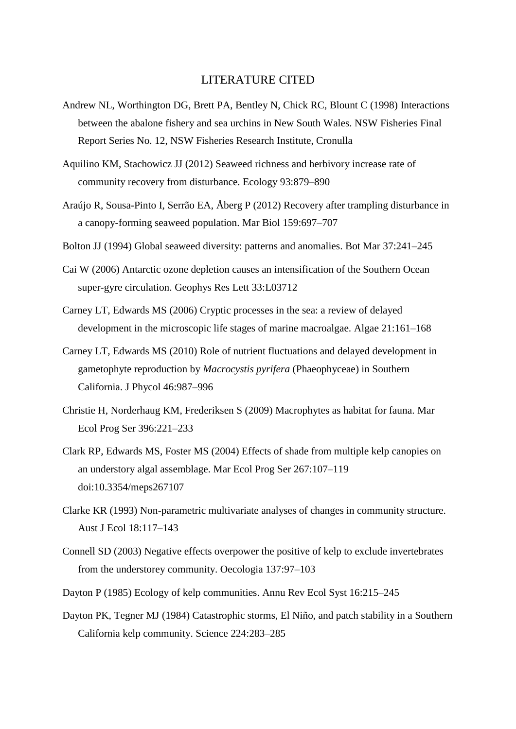# LITERATURE CITED

Andrew NL, Worthington DG, Brett PA, Bentley N, Chick RC, Blount C (1998) Interactions between the abalone fishery and sea urchins in New South Wales. NSW Fisheries Final Report Series No. 12, NSW Fisheries Research Institute, Cronulla

Aquilino KM, Stachowicz JJ (2012) Seaweed richness and herbivory increase rate of community recovery from disturbance. Ecology 93:879–890

Araújo R, Sousa-Pinto I, Serrão EA, Åberg P (2012) Recovery after trampling disturbance in a canopy-forming seaweed population. Mar Biol 159:697–707

Bolton JJ (1994) Global seaweed diversity: patterns and anomalies. Bot Mar 37:241–245

Cai W (2006) Antarctic ozone depletion causes an intensification of the Southern Ocean super-gyre circulation. Geophys Res Lett 33:L03712

Carney LT, Edwards MS (2006) Cryptic processes in the sea: a review of delayed development in the microscopic life stages of marine macroalgae. Algae 21:161–168

Carney LT, Edwards MS (2010) Role of nutrient fluctuations and delayed development in gametophyte reproduction by *Macrocystis pyrifera* (Phaeophyceae) in Southern California. J Phycol 46:987–996

Christie H, Norderhaug KM, Frederiksen S (2009) Macrophytes as habitat for fauna. Mar Ecol Prog Ser 396:221–233

Clark RP, Edwards MS, Foster MS (2004) Effects of shade from multiple kelp canopies on an understory algal assemblage. Mar Ecol Prog Ser 267:107–119 doi:10.3354/meps267107

Clarke KR (1993) Non-parametric multivariate analyses of changes in community structure. Aust J Ecol 18:117–143

Connell SD (2003) Negative effects overpower the positive of kelp to exclude invertebrates from the understorey community. Oecologia 137:97–103

Dayton P (1985) Ecology of kelp communities. Annu Rev Ecol Syst 16:215–245

Dayton PK, Tegner MJ (1984) Catastrophic storms, El Niño, and patch stability in a Southern California kelp community. Science 224:283–285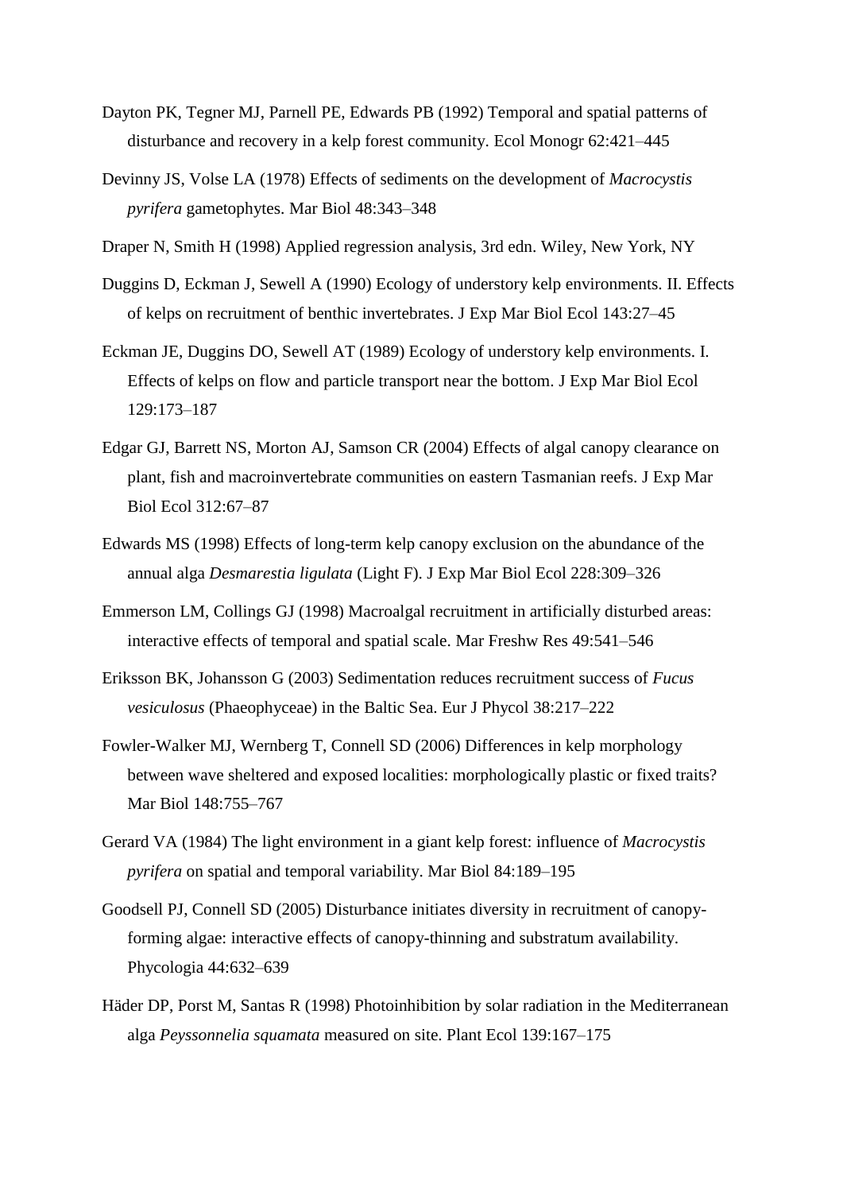Dayton PK, Tegner MJ, Parnell PE, Edwards PB (1992) Temporal and spatial patterns of disturbance and recovery in a kelp forest community. Ecol Monogr 62:421–445

Devinny JS, Volse LA (1978) Effects of sediments on the development of *Macrocystis pyrifera* gametophytes. Mar Biol 48:343–348

Draper N, Smith H (1998) Applied regression analysis, 3rd edn. Wiley, New York, NY

Duggins D, Eckman J, Sewell A (1990) Ecology of understory kelp environments. II. Effects of kelps on recruitment of benthic invertebrates. J Exp Mar Biol Ecol 143:27–45

Eckman JE, Duggins DO, Sewell AT (1989) Ecology of understory kelp environments. I. Effects of kelps on flow and particle transport near the bottom. J Exp Mar Biol Ecol 129:173–187

Edgar GJ, Barrett NS, Morton AJ, Samson CR (2004) Effects of algal canopy clearance on plant, fish and macroinvertebrate communities on eastern Tasmanian reefs. J Exp Mar Biol Ecol 312:67–87

Edwards MS (1998) Effects of long-term kelp canopy exclusion on the abundance of the annual alga *Desmarestia ligulata* (Light F). J Exp Mar Biol Ecol 228:309–326

Emmerson LM, Collings GJ (1998) Macroalgal recruitment in artificially disturbed areas: interactive effects of temporal and spatial scale. Mar Freshw Res 49:541–546

Eriksson BK, Johansson G (2003) Sedimentation reduces recruitment success of *Fucus vesiculosus* (Phaeophyceae) in the Baltic Sea. Eur J Phycol 38:217–222

Fowler-Walker MJ, Wernberg T, Connell SD (2006) Differences in kelp morphology between wave sheltered and exposed localities: morphologically plastic or fixed traits? Mar Biol 148:755–767

Gerard VA (1984) The light environment in a giant kelp forest: influence of *Macrocystis pyrifera* on spatial and temporal variability. Mar Biol 84:189–195

Goodsell PJ, Connell SD (2005) Disturbance initiates diversity in recruitment of canopy-forming algae: interactive effects of canopy-thinning and substratum availability. Phycologia 44:632–639

Häder DP, Porst M, Santas R (1998) Photoinhibition by solar radiation in the Mediterranean alga *Peyssonnelia squamata* measured on site. Plant Ecol 139:167–175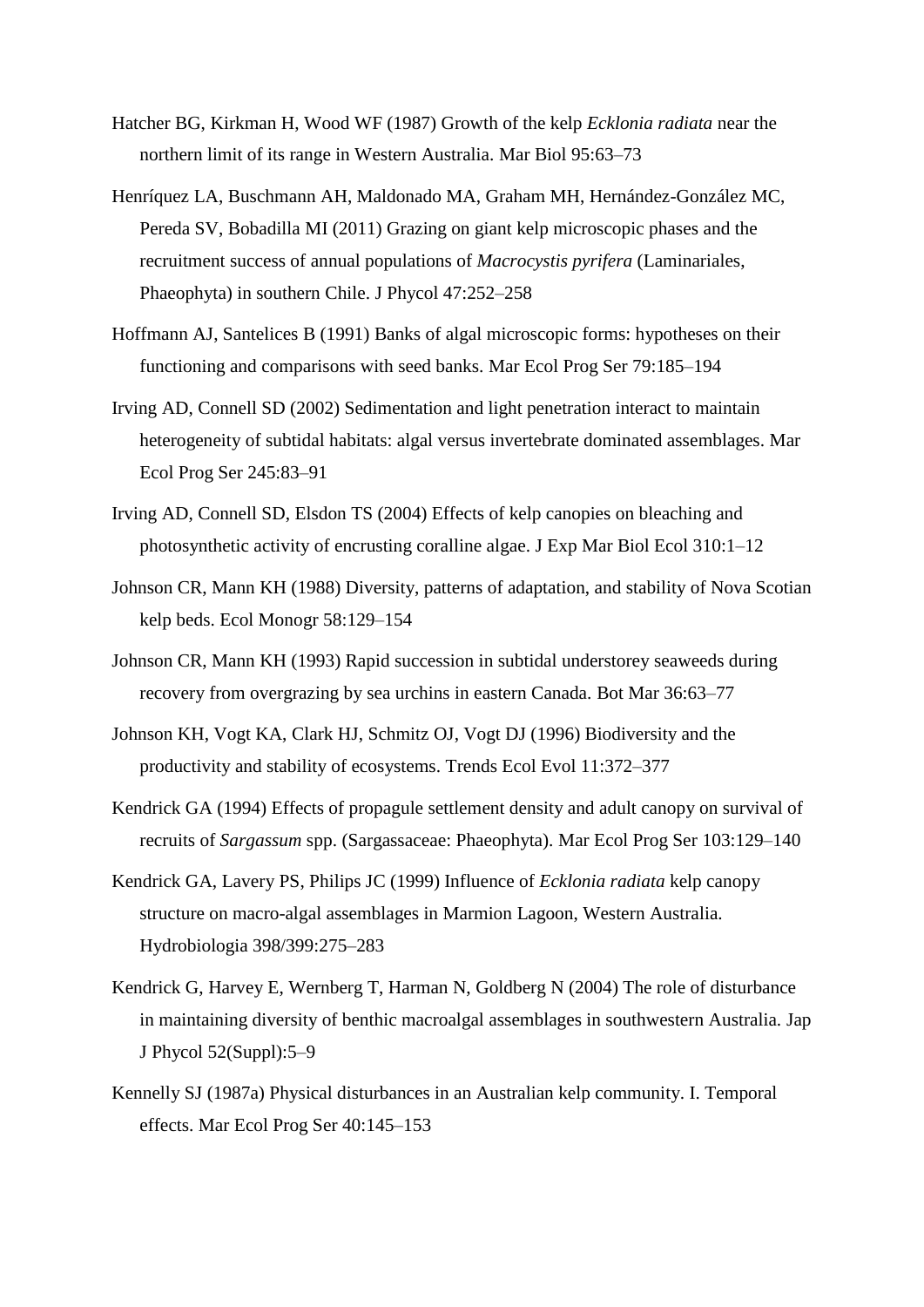Hatcher BG, Kirkman H, Wood WF (1987) Growth of the kelp *Ecklonia radiata* near the northern limit of its range in Western Australia. Mar Biol 95:63–73

Henríquez LA, Buschmann AH, Maldonado MA, Graham MH, Hernández-González MC, Pereda SV, Bobadilla MI (2011) Grazing on giant kelp microscopic phases and the recruitment success of annual populations of *Macrocystis pyrifera* (Laminariales, Phaeophyta) in southern Chile. J Phycol 47:252–258

Hoffmann AJ, Santelices B (1991) Banks of algal microscopic forms: hypotheses on their functioning and comparisons with seed banks. Mar Ecol Prog Ser 79:185–194

Irving AD, Connell SD (2002) Sedimentation and light penetration interact to maintain heterogeneity of subtidal habitats: algal versus invertebrate dominated assemblages. Mar Ecol Prog Ser 245:83–91

Irving AD, Connell SD, Elsdon TS (2004) Effects of kelp canopies on bleaching and photosynthetic activity of encrusting coralline algae. J Exp Mar Biol Ecol 310:1–12

Johnson CR, Mann KH (1988) Diversity, patterns of adaptation, and stability of Nova Scotian kelp beds. Ecol Monogr 58:129–154

Johnson CR, Mann KH (1993) Rapid succession in subtidal understorey seaweeds during recovery from overgrazing by sea urchins in eastern Canada. Bot Mar 36:63–77

Johnson KH, Vogt KA, Clark HJ, Schmitz OJ, Vogt DJ (1996) Biodiversity and the productivity and stability of ecosystems. Trends Ecol Evol 11:372–377

Kendrick GA (1994) Effects of propagule settlement density and adult canopy on survival of recruits of *Sargassum* spp. (Sargassaceae: Phaeophyta). Mar Ecol Prog Ser 103:129–140

Kendrick GA, Lavery PS, Philips JC (1999) Influence of *Ecklonia radiata* kelp canopy structure on macro-algal assemblages in Marmion Lagoon, Western Australia. Hydrobiologia 398/399:275–283

Kendrick G, Harvey E, Wernberg T, Harman N, Goldberg N (2004) The role of disturbance in maintaining diversity of benthic macroalgal assemblages in southwestern Australia. Jap J Phycol 52(Suppl):5–9

Kennelly SJ (1987a) Physical disturbances in an Australian kelp community. I. Temporal effects. Mar Ecol Prog Ser 40:145–153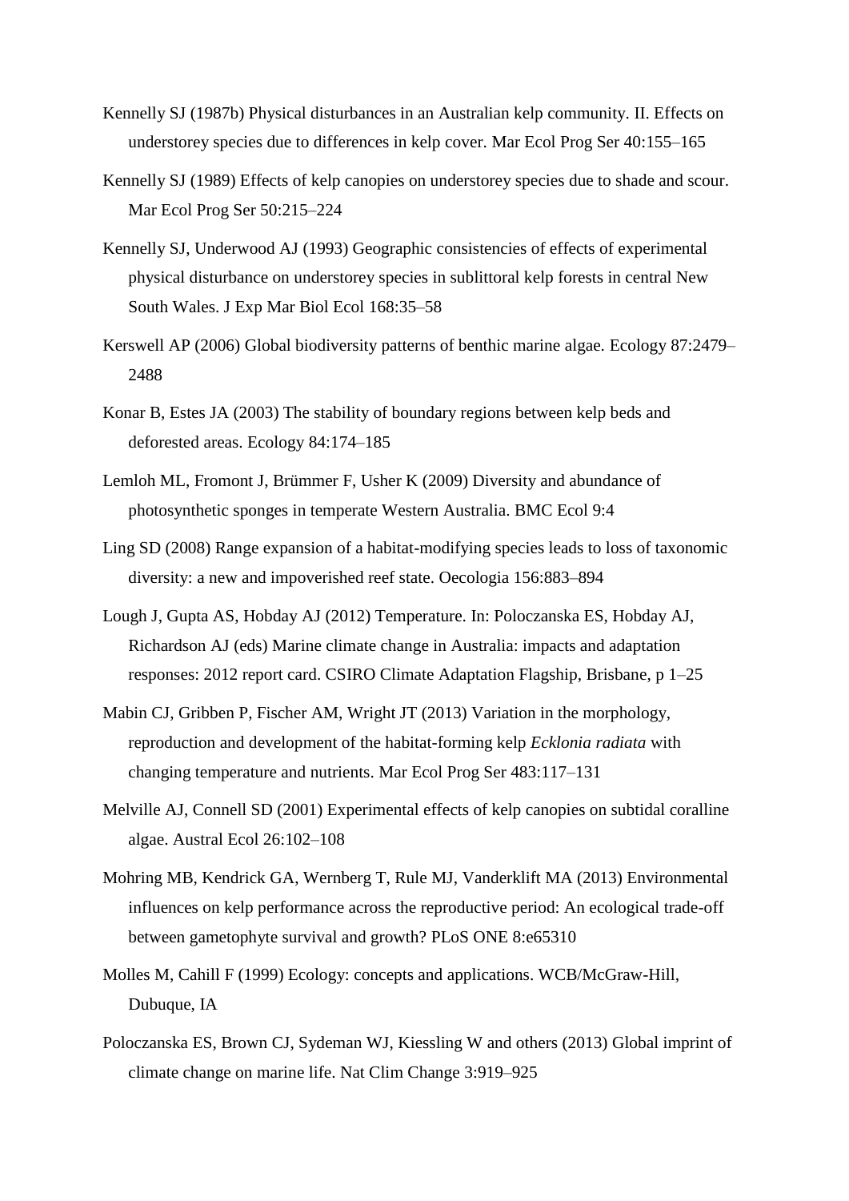Kennelly SJ (1987b) Physical disturbances in an Australian kelp community. II. Effects on understorey species due to differences in kelp cover. Mar Ecol Prog Ser 40:155–165

Kennelly SJ (1989) Effects of kelp canopies on understorey species due to shade and scour. Mar Ecol Prog Ser 50:215–224

Kennelly SJ, Underwood AJ (1993) Geographic consistencies of effects of experimental physical disturbance on understorey species in sublittoral kelp forests in central New South Wales. J Exp Mar Biol Ecol 168:35–58

Kerswell AP (2006) Global biodiversity patterns of benthic marine algae. Ecology 87:2479–2488

Konar B, Estes JA (2003) The stability of boundary regions between kelp beds and deforested areas. Ecology 84:174–185

Lemloh ML, Fromont J, Brümmer F, Usher K (2009) Diversity and abundance of photosynthetic sponges in temperate Western Australia. BMC Ecol 9:4

Ling SD (2008) Range expansion of a habitat-modifying species leads to loss of taxonomic diversity: a new and impoverished reef state. Oecologia 156:883–894

Lough J, Gupta AS, Hobday AJ (2012) Temperature. In: Poloczanska ES, Hobday AJ, Richardson AJ (eds) Marine climate change in Australia: impacts and adaptation responses: 2012 report card. CSIRO Climate Adaptation Flagship, Brisbane, p 1–25

Mabin CJ, Gribben P, Fischer AM, Wright JT (2013) Variation in the morphology, reproduction and development of the habitat-forming kelp *Ecklonia radiata* with changing temperature and nutrients. Mar Ecol Prog Ser 483:117–131

Melville AJ, Connell SD (2001) Experimental effects of kelp canopies on subtidal coralline algae. Austral Ecol 26:102–108

Mohring MB, Kendrick GA, Wernberg T, Rule MJ, Vanderklift MA (2013) Environmental influences on kelp performance across the reproductive period: An ecological trade-off between gametophyte survival and growth? PLoS ONE 8:e65310

Molles M, Cahill F (1999) Ecology: concepts and applications. WCB/McGraw-Hill, Dubuque, IA

Poloczanska ES, Brown CJ, Sydeman WJ, Kiessling W and others (2013) Global imprint of climate change on marine life. Nat Clim Change 3:919–925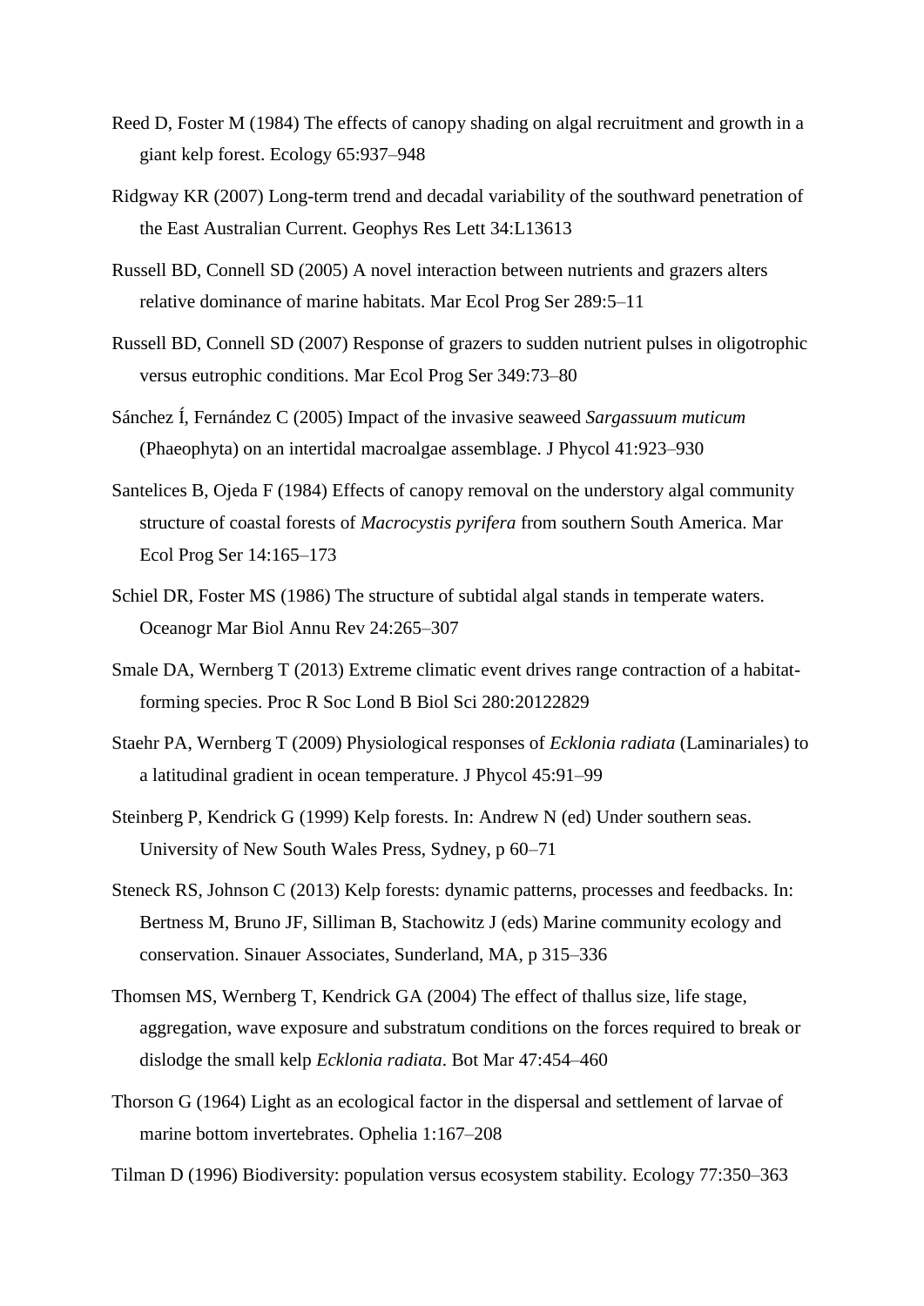Reed D, Foster M (1984) The effects of canopy shading on algal recruitment and growth in a giant kelp forest. Ecology 65:937–948

Ridgway KR (2007) Long-term trend and decadal variability of the southward penetration of the East Australian Current. Geophys Res Lett 34:L13613

Russell BD, Connell SD (2005) A novel interaction between nutrients and grazers alters relative dominance of marine habitats. Mar Ecol Prog Ser 289:5–11

Russell BD, Connell SD (2007) Response of grazers to sudden nutrient pulses in oligotrophic versus eutrophic conditions. Mar Ecol Prog Ser 349:73–80

Sánchez Í, Fernández C (2005) Impact of the invasive seaweed *Sargassuum muticum* (Phaeophyta) on an intertidal macroalgae assemblage. J Phycol 41:923–930

Santelices B, Ojeda F (1984) Effects of canopy removal on the understory algal community structure of coastal forests of *Macrocystis pyrifera* from southern South America. Mar Ecol Prog Ser 14:165–173

Schiel DR, Foster MS (1986) The structure of subtidal algal stands in temperate waters. Oceanogr Mar Biol Annu Rev 24:265–307

Smale DA, Wernberg T (2013) Extreme climatic event drives range contraction of a habitat-forming species. Proc R Soc Lond B Biol Sci 280:20122829

Staehr PA, Wernberg T (2009) Physiological responses of *Ecklonia radiata* (Laminariales) to a latitudinal gradient in ocean temperature. J Phycol 45:91–99

Steinberg P, Kendrick G (1999) Kelp forests. In: Andrew N (ed) Under southern seas. University of New South Wales Press, Sydney, p 60–71

Steneck RS, Johnson C (2013) Kelp forests: dynamic patterns, processes and feedbacks. In: Bertness M, Bruno JF, Silliman B, Stachowitz J (eds) Marine community ecology and conservation. Sinauer Associates, Sunderland, MA, p 315–336

Thomsen MS, Wernberg T, Kendrick GA (2004) The effect of thallus size, life stage, aggregation, wave exposure and substratum conditions on the forces required to break or dislodge the small kelp *Ecklonia radiata*. Bot Mar 47:454–460

Thorson G (1964) Light as an ecological factor in the dispersal and settlement of larvae of marine bottom invertebrates. Ophelia 1:167–208

Tilman D (1996) Biodiversity: population versus ecosystem stability. Ecology 77:350–363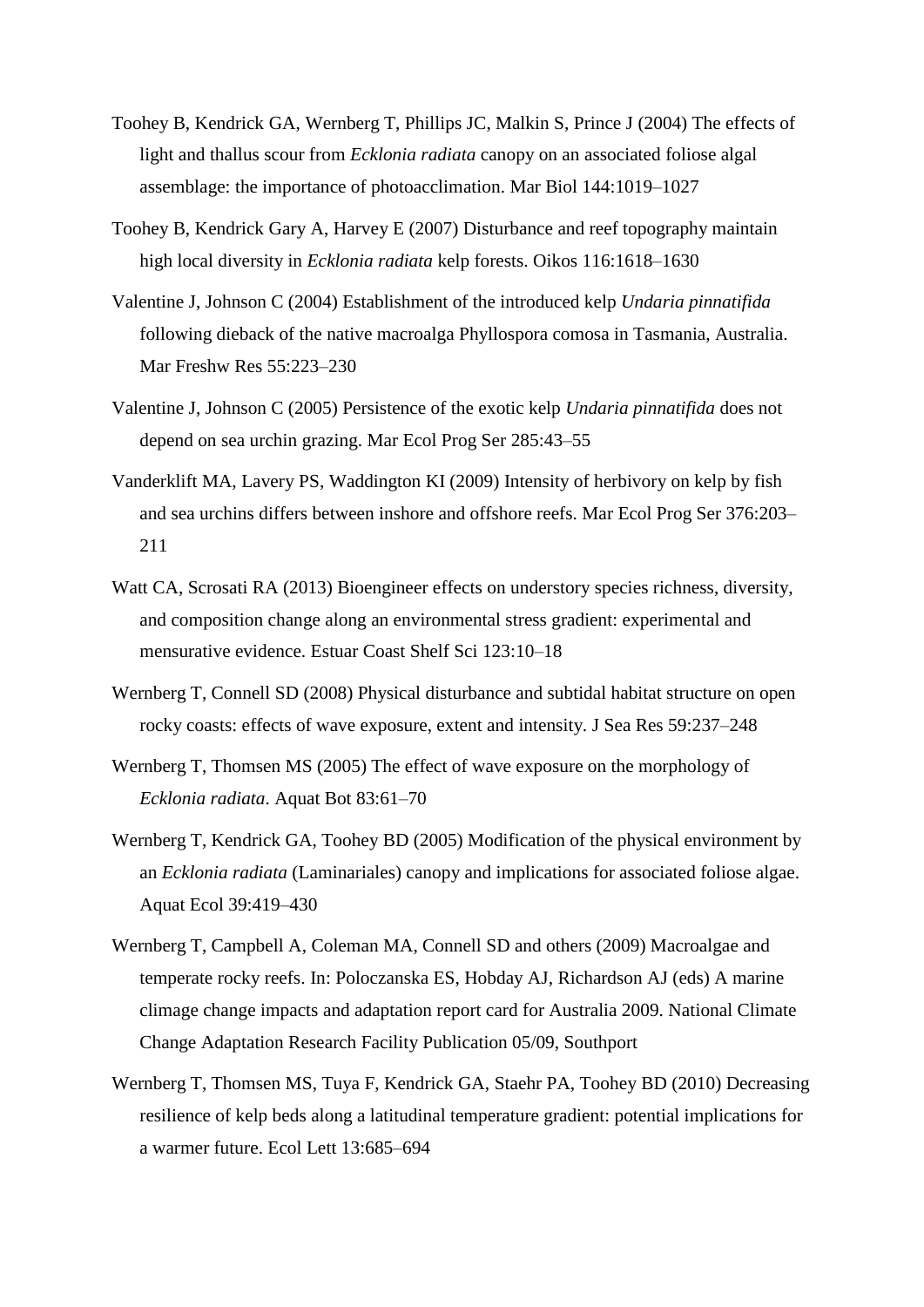Toohey B, Kendrick GA, Wernberg T, Phillips JC, Malkin S, Prince J (2004) The effects of light and thallus scour from *Ecklonia radiata* canopy on an associated foliose algal assemblage: the importance of photoacclimation. Mar Biol 144:1019–1027

Toohey B, Kendrick Gary A, Harvey E (2007) Disturbance and reef topography maintain high local diversity in *Ecklonia radiata* kelp forests. Oikos 116:1618–1630

Valentine J, Johnson C (2004) Establishment of the introduced kelp *Undaria pinnatifida* following dieback of the native macroalga Phyllospora comosa in Tasmania, Australia. Mar Freshw Res 55:223–230

Valentine J, Johnson C (2005) Persistence of the exotic kelp *Undaria pinnatifida* does not depend on sea urchin grazing. Mar Ecol Prog Ser 285:43–55

Vanderklift MA, Lavery PS, Waddington KI (2009) Intensity of herbivory on kelp by fish and sea urchins differs between inshore and offshore reefs. Mar Ecol Prog Ser 376:203–211

Watt CA, Scrosati RA (2013) Bioengineer effects on understory species richness, diversity, and composition change along an environmental stress gradient: experimental and mensurative evidence. Estuar Coast Shelf Sci 123:10–18

Wernberg T, Connell SD (2008) Physical disturbance and subtidal habitat structure on open rocky coasts: effects of wave exposure, extent and intensity. J Sea Res 59:237–248

Wernberg T, Thomsen MS (2005) The effect of wave exposure on the morphology of *Ecklonia radiata*. Aquat Bot 83:61–70

Wernberg T, Kendrick GA, Toohey BD (2005) Modification of the physical environment by an *Ecklonia radiata* (Laminariales) canopy and implications for associated foliose algae. Aquat Ecol 39:419–430

Wernberg T, Campbell A, Coleman MA, Connell SD and others (2009) Macroalgae and temperate rocky reefs. In: Poloczanska ES, Hobday AJ, Richardson AJ (eds) A marine climage change impacts and adaptation report card for Australia 2009. National Climate Change Adaptation Research Facility Publication 05/09, Southport

Wernberg T, Thomsen MS, Tuya F, Kendrick GA, Staehr PA, Toohey BD (2010) Decreasing resilience of kelp beds along a latitudinal temperature gradient: potential implications for a warmer future. Ecol Lett 13:685–694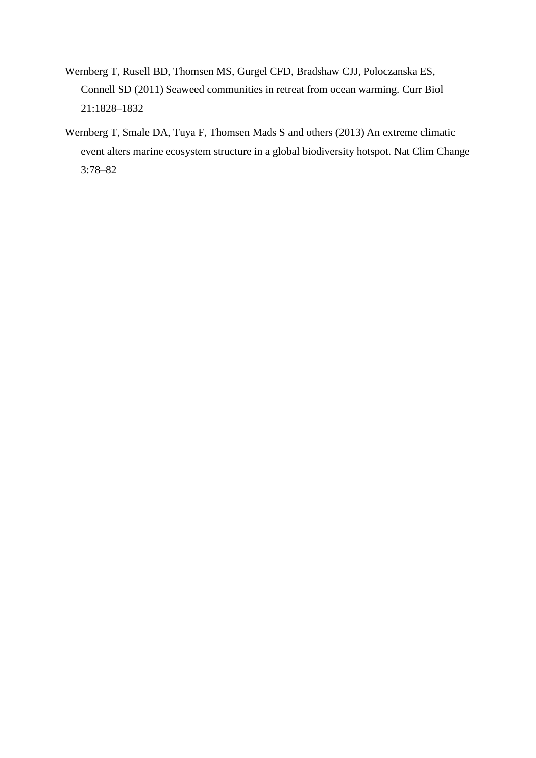Wernberg T, Rusell BD, Thomsen MS, Gurgel CFD, Bradshaw CJJ, Poloczanska ES, Connell SD (2011) Seaweed communities in retreat from ocean warming. Curr Biol 21:1828–1832

Wernberg T, Smale DA, Tuya F, Thomsen Mads S and others (2013) An extreme climatic event alters marine ecosystem structure in a global biodiversity hotspot. Nat Clim Change 3:78–82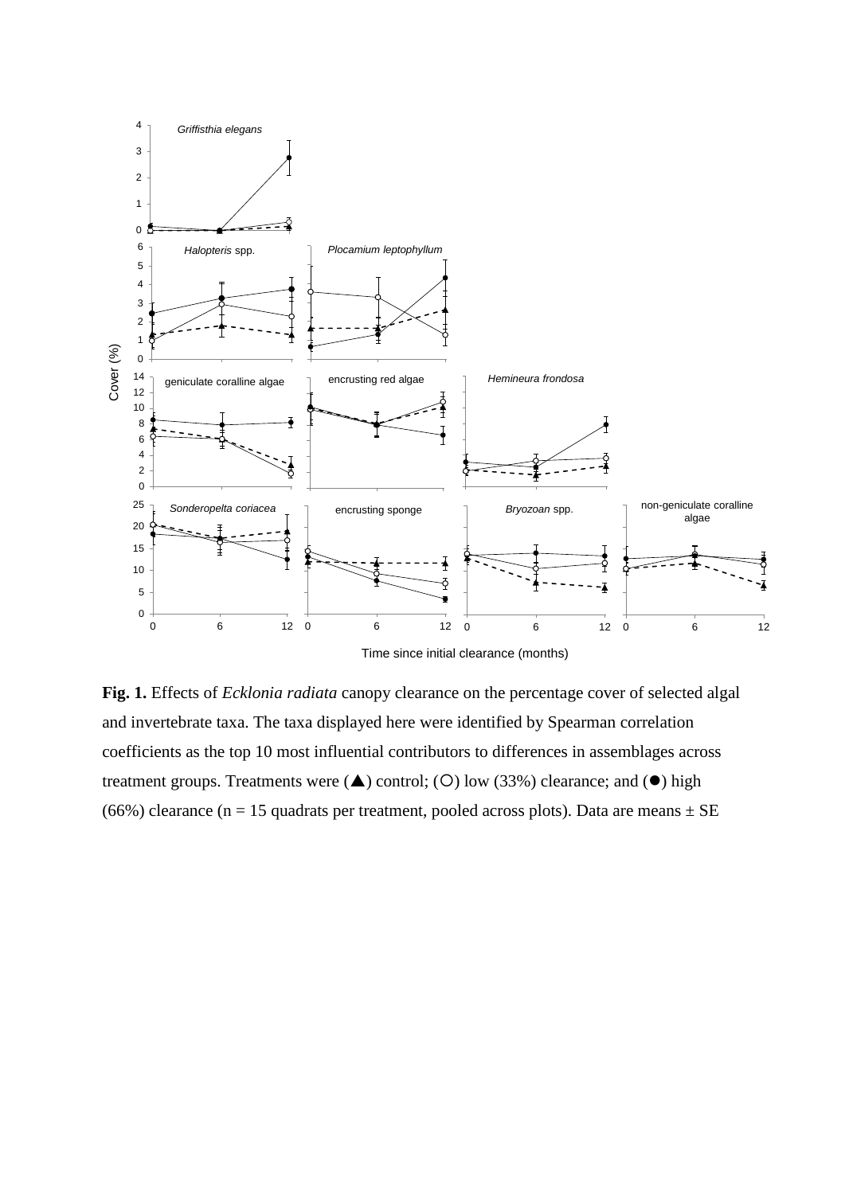**Fig. 1.** Effects of *Ecklonia radiata* canopy clearance on the percentage cover of selected algal and invertebrate taxa. The taxa displayed here were identified by Spearman correlation coefficients as the top 10 most influential contributors to differences in assemblages across treatment groups. Treatments were (▲) control; (○) low (33%) clearance; and (●) high (66%) clearance (n = 15 quadrats per treatment, pooled across plots). Data are means ± SE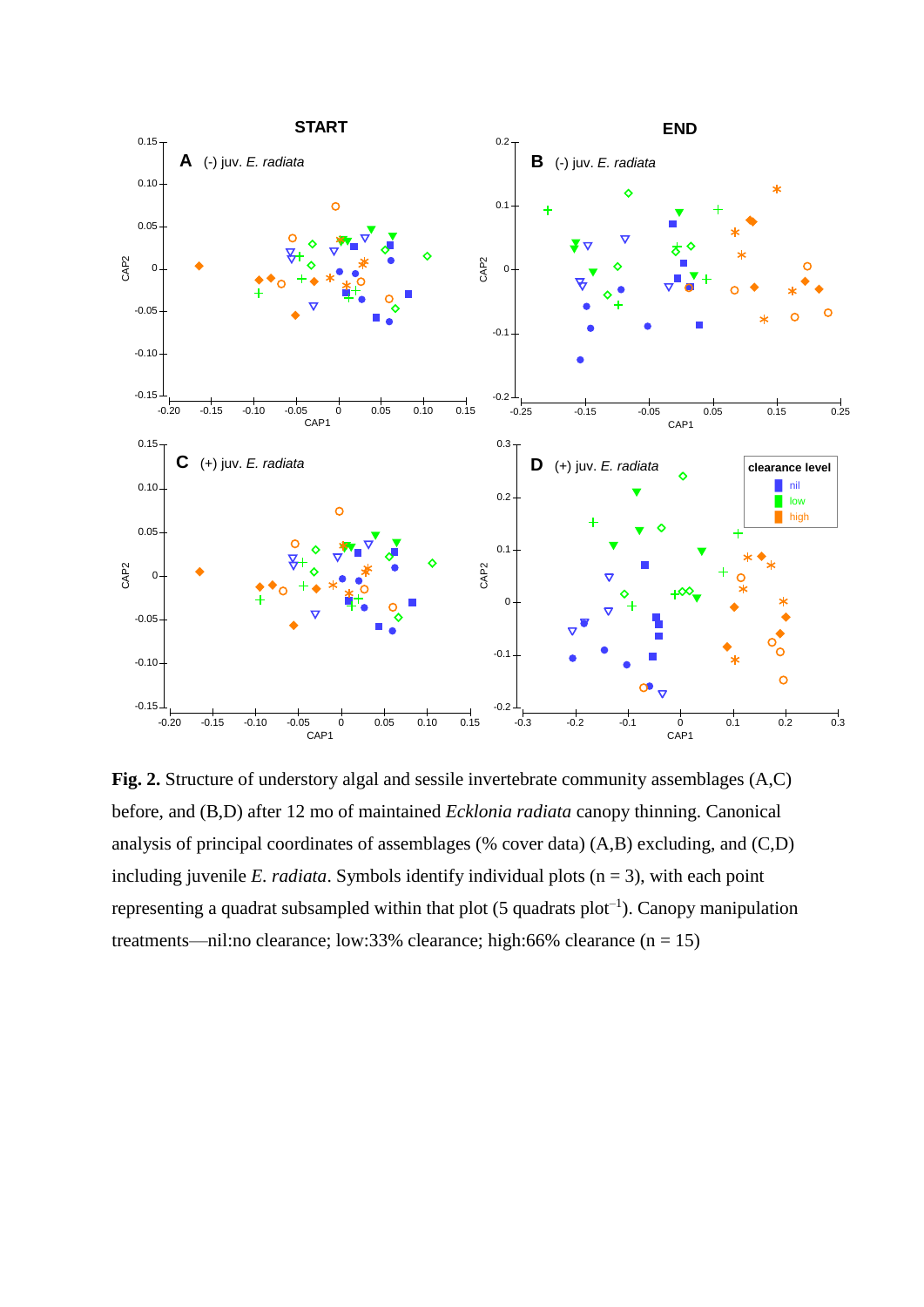**Fig. 2.** Structure of understory algal and sessile invertebrate community assemblages (A,C) before, and (B,D) after 12 mo of maintained *Ecklonia radiata* canopy thinning. Canonical analysis of principal coordinates of assemblages (% cover data) (A,B) excluding, and (C,D) including juvenile *E. radiata*. Symbols identify individual plots (n = 3), with each point representing a quadrat subsampled within that plot (5 quadrats plot$^{-1}$). Canopy manipulation treatments—nil:no clearance; low:33% clearance; high:66% clearance (n = 15)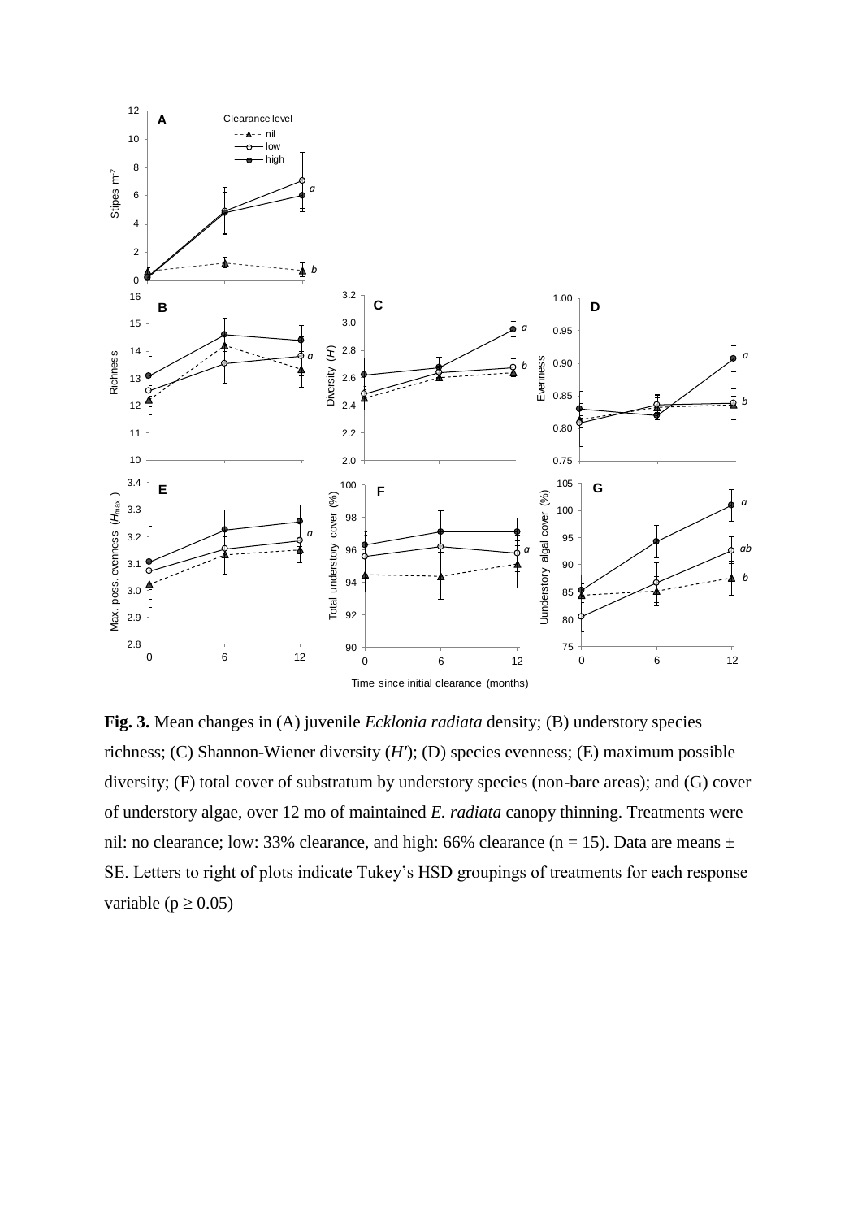**Fig. 3.** Mean changes in (A) juvenile *Ecklonia radiata* density; (B) understory species richness; (C) Shannon-Wiener diversity ($H'$); (D) species evenness; (E) maximum possible diversity; (F) total cover of substratum by understory species (non-bare areas); and (G) cover of understory algae, over 12 mo of maintained *E. radiata* canopy thinning. Treatments were nil: no clearance; low: 33% clearance, and high: 66% clearance (n = 15). Data are means ± SE. Letters to right of plots indicate Tukey's HSD groupings of treatments for each response variable ($p \geq 0.05$)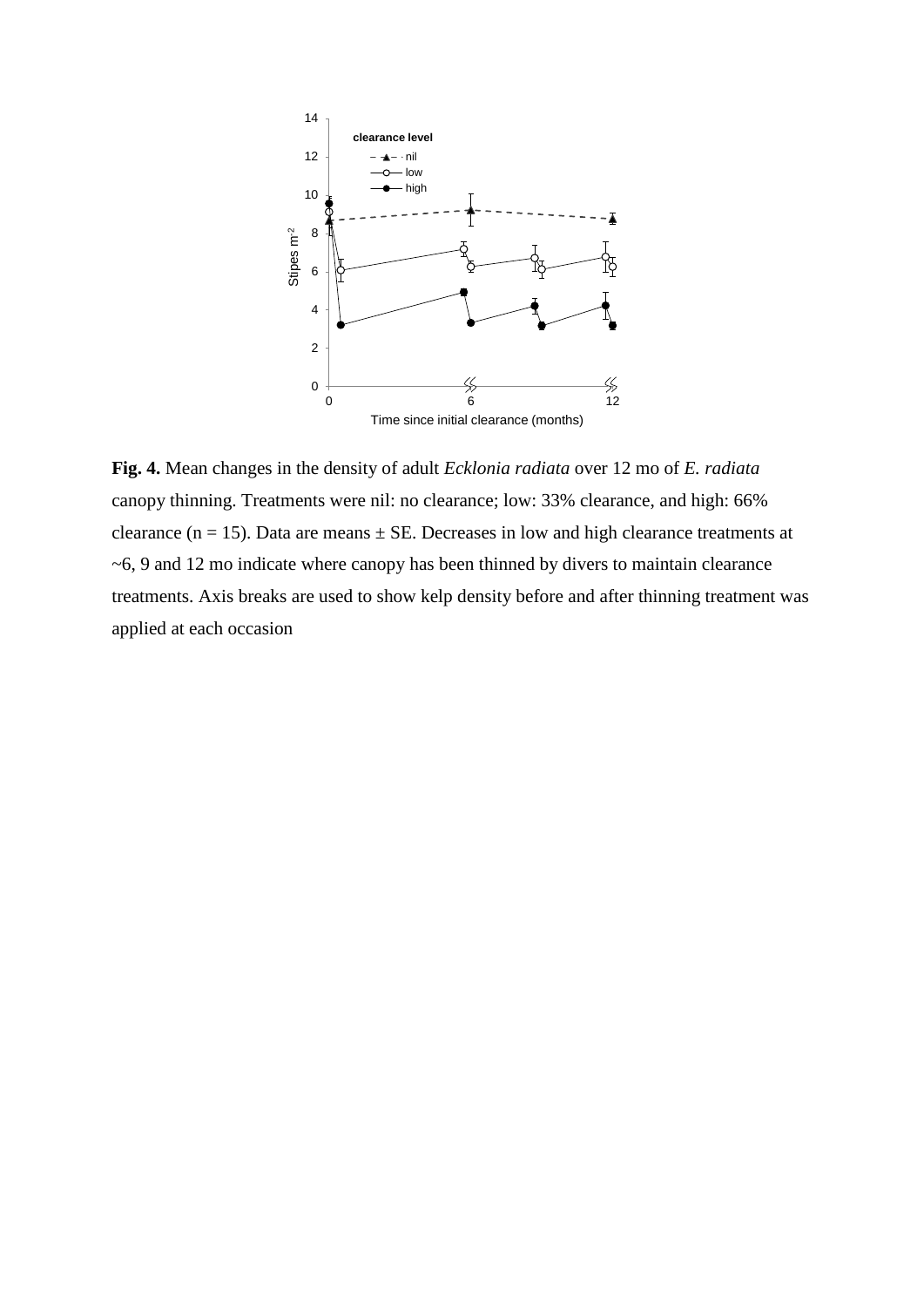**Fig. 4.** Mean changes in the density of adult *Ecklonia radiata* over 12 mo of *E. radiata* canopy thinning. Treatments were nil: no clearance; low: 33% clearance, and high: 66% clearance (n = 15). Data are means ± SE. Decreases in low and high clearance treatments at ~6, 9 and 12 mo indicate where canopy has been thinned by divers to maintain clearance treatments. Axis breaks are used to show kelp density before and after thinning treatment was applied at each occasion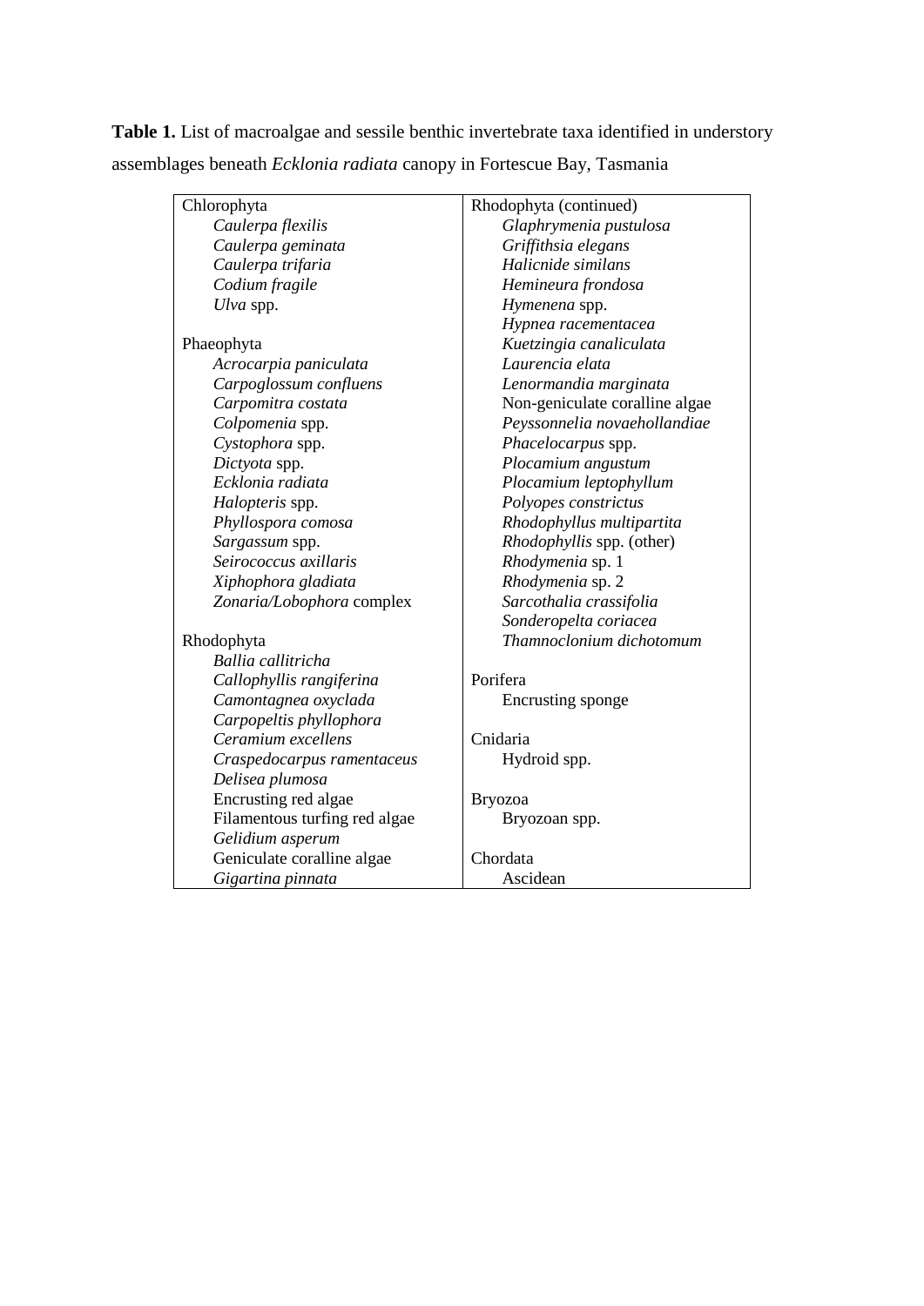**Table 1.** List of macroalgae and sessile benthic invertebrate taxa identified in understory assemblages beneath *Ecklonia radiata* canopy in Fortescue Bay, Tasmania

| | |
|---|---|
| Chlorophyta | Rhodophyta (continued) |
| *Caulerpa flexilis* | *Glaphrymenia pustulosa* |
| *Caulerpa geminata* | *Griffithsia elegans* |
| *Caulerpa trifaria* | *Halicnide similans* |
| *Codium fragile* | *Hemineura frondosa* |
| *Ulva* spp. | *Hymenena* spp. |
| | *Hypnea racementacea* |
| Phaeophyta | *Kuetzingia canaliculata* |
| *Acrocarpia paniculata* | *Laurencia elata* |
| *Carpoglossum confluens* | *Lenormandia marginata* |
| *Carpomitra costata* | Non-geniculate coralline algae |
| *Colpomenia* spp. | *Peyssonnelia novaehollandiae* |
| *Cystophora* spp. | *Phacelocarpus* spp. |
| *Dictyota* spp. | *Plocamium angustum* |
| *Ecklonia radiata* | *Plocamium leptophyllum* |
| *Halopteris* spp. | *Polyopes constrictus* |
| *Phyllospora comosa* | *Rhodophyllus multipartita* |
| *Sargassum* spp. | *Rhodophyllis* spp. (other) |
| *Seirococcus axillaris* | *Rhodymenia* sp. 1 |
| *Xiphophora gladiata* | *Rhodymenia* sp. 2 |
| *Zonaria/Lobophora* complex | *Sarcothalia crassifolia* |
| | *Sonderopelta coriacea* |
| Rhodophyta | *Thamnoclonium dichotomum* |
| *Ballia callitricha* | |
| *Callophyllis rangiferina* | Porifera |
| *Camontagnea oxyclada* | Encrusting sponge |
| *Carpopeltis phyllophora* | |
| *Ceramium excellens* | Cnidaria |
| *Craspedocarpus ramentaceus* | Hydroid spp. |
| *Delisea plumosa* | |
| Encrusting red algae | Bryozoa |
| Filamentous turfing red algae | Bryozoan spp. |
| *Gelidium asperum* | |
| Geniculate coralline algae | Chordata |
| *Gigartina pinnata* | Ascidean |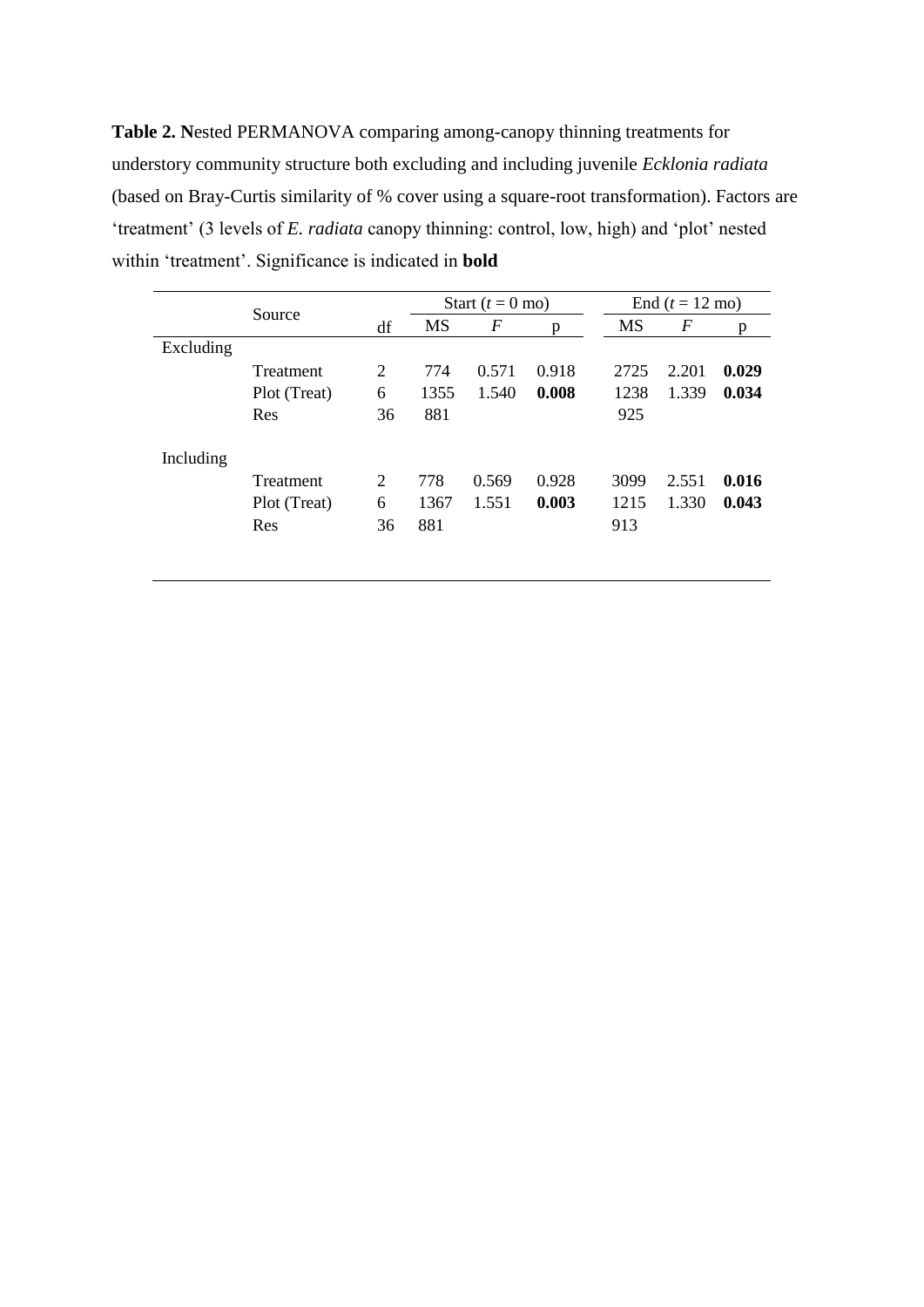**Table 2. N**ested PERMANOVA comparing among-canopy thinning treatments for understory community structure both excluding and including juvenile *Ecklonia radiata* (based on Bray-Curtis similarity of % cover using a square-root transformation). Factors are 'treatment' (3 levels of *E. radiata* canopy thinning: control, low, high) and 'plot' nested within 'treatment'. Significance is indicated in **bold**

| | Source | df | Start ($t$ = 0 mo) | | | End ($t$ = 12 mo) | | |
|---|---|---|---|---|---|---|---|---|
| | | | MS | $F$ | p | MS | $F$ | p |
| Excluding | | | | | | | | |
| | Treatment | 2 | 774 | 0.571 | 0.918 | 2725 | 2.201 | **0.029** |
| | Plot (Treat) | 6 | 1355 | 1.540 | **0.008** | 1238 | 1.339 | **0.034** |
| | Res | 36 | 881 | | | 925 | | |
| Including | | | | | | | | |
| | Treatment | 2 | 778 | 0.569 | 0.928 | 3099 | 2.551 | **0.016** |
| | Plot (Treat) | 6 | 1367 | 1.551 | **0.003** | 1215 | 1.330 | **0.043** |
| | Res | 36 | 881 | | | 913 | | |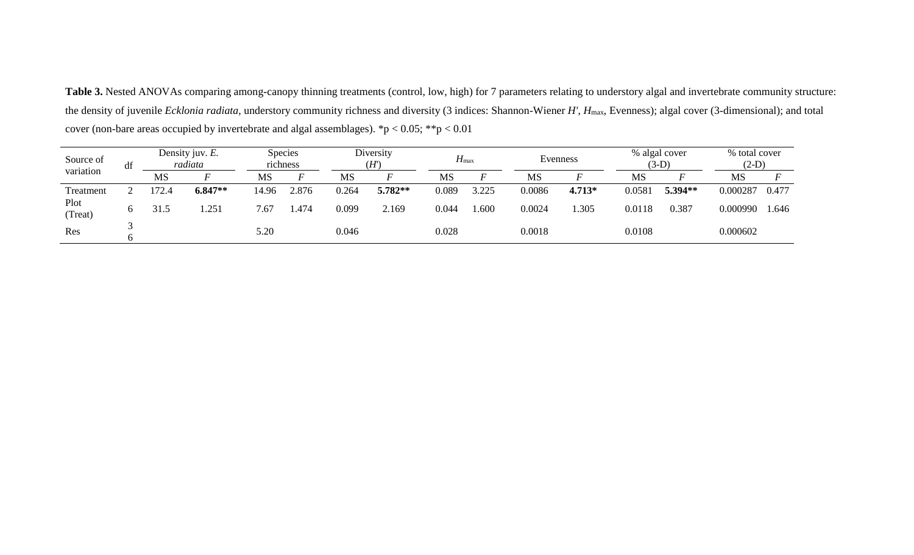**Table 3.** Nested ANOVAs comparing among-canopy thinning treatments (control, low, high) for 7 parameters relating to understory algal and invertebrate community structure: the density of juvenile *Ecklonia radiata*, understory community richness and diversity (3 indices: Shannon-Wiener $H'$, $H_{max}$, Evenness); algal cover (3-dimensional); and total cover (non-bare areas occupied by invertebrate and algal assemblages). *p < 0.05; **p < 0.01

| Source of variation | df | Density juv. *E. radiata* | | Species richness | | Diversity ($H'$) | | $H_{max}$ | | Evenness | | % algal cover (3-D) | | % total cover (2-D) | |
|---|---|---|---|---|---|---|---|---|---|---|---|---|---|---|---|
| | | MS | $F$ | MS | $F$ | MS | $F$ | MS | $F$ | MS | $F$ | MS | $F$ | MS | $F$ |
| Treatment | 2 | 172.4 | **6.847\*\*** | 14.96 | 2.876 | 0.264 | **5.782\*\*** | 0.089 | 3.225 | 0.0086 | **4.713\*** | 0.0581 | **5.394\*\*** | 0.000287 | 0.477 |
| Plot (Treat) | 6 | 31.5 | 1.251 | 7.67 | 1.474 | 0.099 | 2.169 | 0.044 | 1.600 | 0.0024 | 1.305 | 0.0118 | 0.387 | 0.000990 | 1.646 |
| Res | 36 | | | 5.20 | | 0.046 | | 0.028 | | 0.0018 | | 0.0108 | | 0.000602 | |